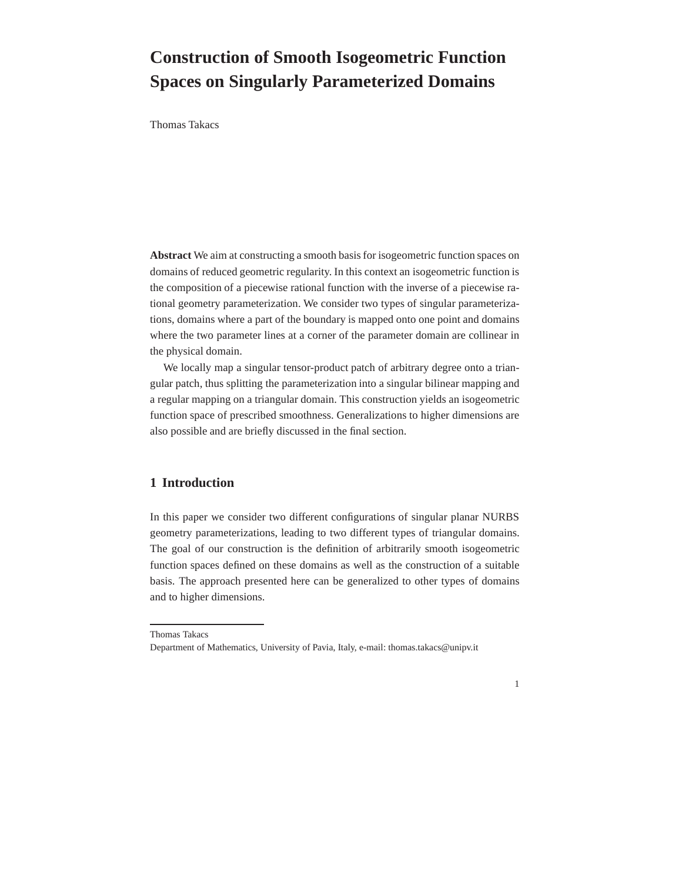# Construction of Smooth Isogeometric Function Spaces on Singularly Parameterized Domains

Thomas Takacs

**Abstract** We aim at constructing a smooth basis for isogeometric function spaces on domains of reduced geometric regularity. In this context an isogeometric function is the composition of a piecewise rational function with the inverse of a piecewise rational geometry parameterization. We consider two types of singular parameterizations, domains where a part of the boundary is mapped onto one point and domains where the two parameter lines at a corner of the parameter domain are collinear in the physical domain.

We locally map a singular tensor-product patch of arbitrary degree onto a triangular patch, thus splitting the parameterization into a singular bilinear mapping and a regular mapping on a triangular domain. This construction yields an isogeometric function space of prescribed smoothness. Generalizations to higher dimensions are also possible and are briefly discussed in the final section.

## 1 Introduction

In this paper we consider two different configurations of singular planar NURBS geometry parameterizations, leading to two different types of triangular domains. The goal of our construction is the definition of arbitrarily smooth isogeometric function spaces defined on these domains as well as the construction of a suitable basis. The approach presented here can be generalized to other types of domains and to higher dimensions.

---

Thomas Takacs
Department of Mathematics, University of Pavia, Italy, e-mail: thomas.takacs@unipv.it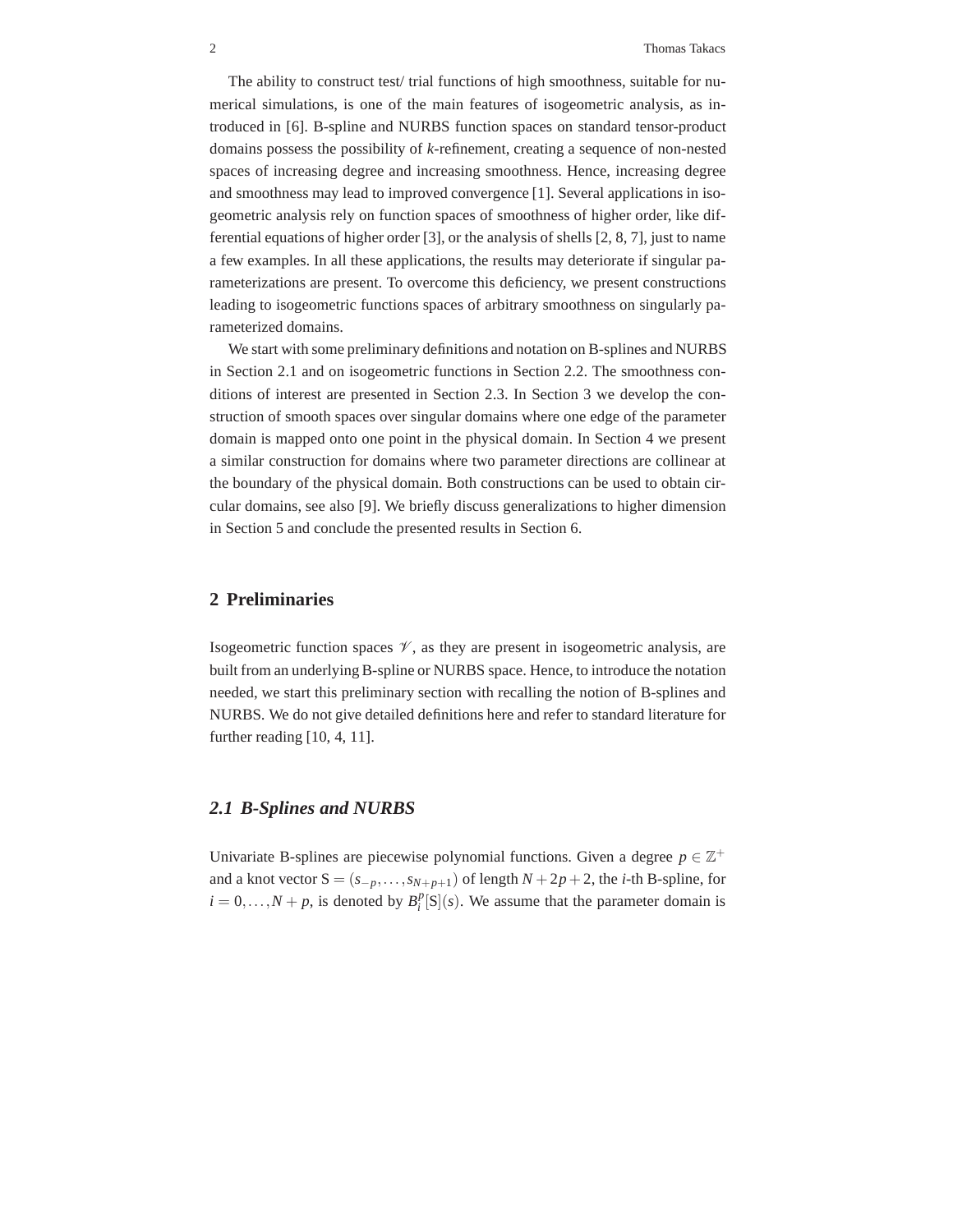The ability to construct test/ trial functions of high smoothness, suitable for numerical simulations, is one of the main features of isogeometric analysis, as introduced in [6]. B-spline and NURBS function spaces on standard tensor-product domains possess the possibility of *k*-refinement, creating a sequence of non-nested spaces of increasing degree and increasing smoothness. Hence, increasing degree and smoothness may lead to improved convergence [1]. Several applications in isogeometric analysis rely on function spaces of smoothness of higher order, like differential equations of higher order [3], or the analysis of shells [2, 8, 7], just to name a few examples. In all these applications, the results may deteriorate if singular parameterizations are present. To overcome this deficiency, we present constructions leading to isogeometric functions spaces of arbitrary smoothness on singularly parameterized domains.

We start with some preliminary definitions and notation on B-splines and NURBS in Section 2.1 and on isogeometric functions in Section 2.2. The smoothness conditions of interest are presented in Section 2.3. In Section 3 we develop the construction of smooth spaces over singular domains where one edge of the parameter domain is mapped onto one point in the physical domain. In Section 4 we present a similar construction for domains where two parameter directions are collinear at the boundary of the physical domain. Both constructions can be used to obtain circular domains, see also [9]. We briefly discuss generalizations to higher dimension in Section 5 and conclude the presented results in Section 6.

## 2 Preliminaries

Isogeometric function spaces $\mathscr{V}$, as they are present in isogeometric analysis, are built from an underlying B-spline or NURBS space. Hence, to introduce the notation needed, we start this preliminary section with recalling the notion of B-splines and NURBS. We do not give detailed definitions here and refer to standard literature for further reading [10, 4, 11].

### 2.1 B-Splines and NURBS

Univariate B-splines are piecewise polynomial functions. Given a degree $p \in \mathbb{Z}^+$ and a knot vector $\mathrm{S} = (s_{-p}, \ldots, s_{N+p+1})$ of length $N+2p+2$, the *i*-th B-spline, for $i = 0, \ldots, N+p$, is denoted by $B_i^p[\mathrm{S}](s)$. We assume that the parameter domain is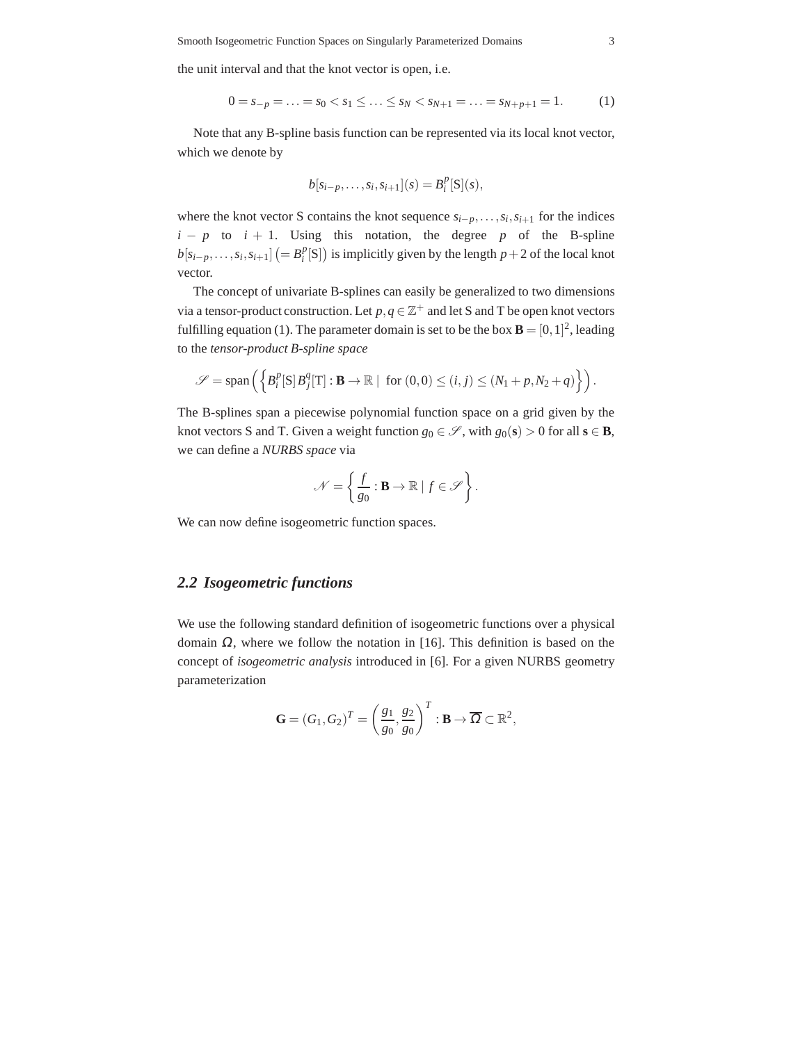the unit interval and that the knot vector is open, i.e.

$$0 = s_{-p} = \ldots = s_0 < s_1 \leq \ldots \leq s_N < s_{N+1} = \ldots = s_{N+p+1} = 1. \tag{1}$$

Note that any B-spline basis function can be represented via its local knot vector, which we denote by

$$b[s_{i-p}, \ldots, s_i, s_{i+1}](s) = B_i^p[\mathrm{S}](s),$$

where the knot vector S contains the knot sequence $s_{i-p}, \ldots, s_i, s_{i+1}$ for the indices $i - p$ to $i + 1$. Using this notation, the degree $p$ of the B-spline $b[s_{i-p}, \ldots, s_i, s_{i+1}] \left(= B_i^p[\mathrm{S}]\right)$ is implicitly given by the length $p+2$ of the local knot vector.

The concept of univariate B-splines can easily be generalized to two dimensions via a tensor-product construction. Let $p, q \in \mathbb{Z}^+$ and let S and T be open knot vectors fulfilling equation (1). The parameter domain is set to be the box $\mathbf{B} = [0,1]^2$, leading to the *tensor-product B-spline space*

$$\mathscr{S} = \operatorname{span}\left( \left\{ B_i^p[\mathrm{S}]\, B_j^q[\mathrm{T}] : \mathbf{B} \to \mathbb{R} \mid \text{ for } (0,0) \leq (i,j) \leq (N_1 + p, N_2 + q) \right\} \right).$$

The B-splines span a piecewise polynomial function space on a grid given by the knot vectors S and T. Given a weight function $g_0 \in \mathscr{S}$, with $g_0(\mathbf{s}) > 0$ for all $\mathbf{s} \in \mathbf{B}$, we can define a *NURBS space* via

$$\mathscr{N} = \left\{ \frac{f}{g_0} : \mathbf{B} \to \mathbb{R} \mid f \in \mathscr{S} \right\}.$$

We can now define isogeometric function spaces.

## 2.2 Isogeometric functions

We use the following standard definition of isogeometric functions over a physical domain $\Omega$, where we follow the notation in [16]. This definition is based on the concept of *isogeometric analysis* introduced in [6]. For a given NURBS geometry parameterization

$$\mathbf{G} = (G_1, G_2)^T = \left( \frac{g_1}{g_0}, \frac{g_2}{g_0} \right)^T : \mathbf{B} \to \overline{\Omega} \subset \mathbb{R}^2,$$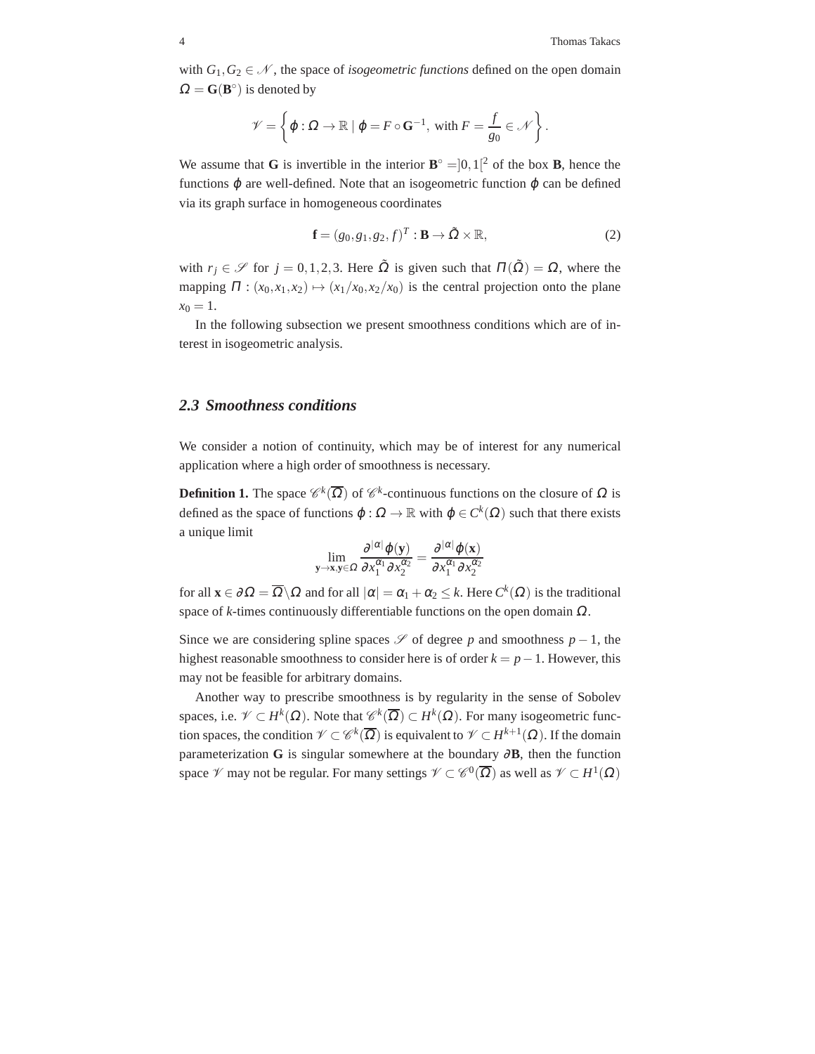with $G_1, G_2 \in \mathscr{N}$, the space of *isogeometric functions* defined on the open domain $\Omega = \mathbf{G}(\mathbf{B}^\circ)$ is denoted by

$$\mathscr{V} = \left\{ \varphi : \Omega \to \mathbb{R} \mid \varphi = F \circ \mathbf{G}^{-1}, \text{ with } F = \frac{f}{g_0} \in \mathscr{N} \right\}.$$

We assume that $\mathbf{G}$ is invertible in the interior $\mathbf{B}^\circ = ]0,1[^2$ of the box $\mathbf{B}$, hence the functions $\varphi$ are well-defined. Note that an isogeometric function $\varphi$ can be defined via its graph surface in homogeneous coordinates

$$\mathbf{f} = (g_0, g_1, g_2, f)^T : \mathbf{B} \to \tilde{\Omega} \times \mathbb{R}, \tag{2}$$

with $r_j \in \mathscr{S}$ for $j = 0,1,2,3$. Here $\tilde{\Omega}$ is given such that $\Pi(\tilde{\Omega}) = \Omega$, where the mapping $\Pi : (x_0, x_1, x_2) \mapsto (x_1/x_0, x_2/x_0)$ is the central projection onto the plane $x_0 = 1$.

In the following subsection we present smoothness conditions which are of interest in isogeometric analysis.

### 2.3 Smoothness conditions

We consider a notion of continuity, which may be of interest for any numerical application where a high order of smoothness is necessary.

**Definition 1.** The space $\mathscr{C}^k(\overline{\Omega})$ of $\mathscr{C}^k$-continuous functions on the closure of $\Omega$ is defined as the space of functions $\varphi : \Omega \to \mathbb{R}$ with $\varphi \in C^k(\Omega)$ such that there exists a unique limit

$$\lim_{\mathbf{y} \to \mathbf{x}, \mathbf{y} \in \Omega} \frac{\partial^{|\alpha|} \varphi(\mathbf{y})}{\partial x_1^{\alpha_1} \partial x_2^{\alpha_2}} = \frac{\partial^{|\alpha|} \varphi(\mathbf{x})}{\partial x_1^{\alpha_1} \partial x_2^{\alpha_2}}$$

for all $\mathbf{x} \in \partial\Omega = \overline{\Omega} \backslash \Omega$ and for all $|\alpha| = \alpha_1 + \alpha_2 \leq k$. Here $C^k(\Omega)$ is the traditional space of $k$-times continuously differentiable functions on the open domain $\Omega$.

Since we are considering spline spaces $\mathscr{S}$ of degree $p$ and smoothness $p-1$, the highest reasonable smoothness to consider here is of order $k = p-1$. However, this may not be feasible for arbitrary domains.

Another way to prescribe smoothness is by regularity in the sense of Sobolev spaces, i.e. $\mathscr{V} \subset H^k(\Omega)$. Note that $\mathscr{C}^k(\overline{\Omega}) \subset H^k(\Omega)$. For many isogeometric function spaces, the condition $\mathscr{V} \subset \mathscr{C}^k(\overline{\Omega})$ is equivalent to $\mathscr{V} \subset H^{k+1}(\Omega)$. If the domain parameterization $\mathbf{G}$ is singular somewhere at the boundary $\partial\mathbf{B}$, then the function space $\mathscr{V}$ may not be regular. For many settings $\mathscr{V} \subset \mathscr{C}^0(\overline{\Omega})$ as well as $\mathscr{V} \subset H^1(\Omega)$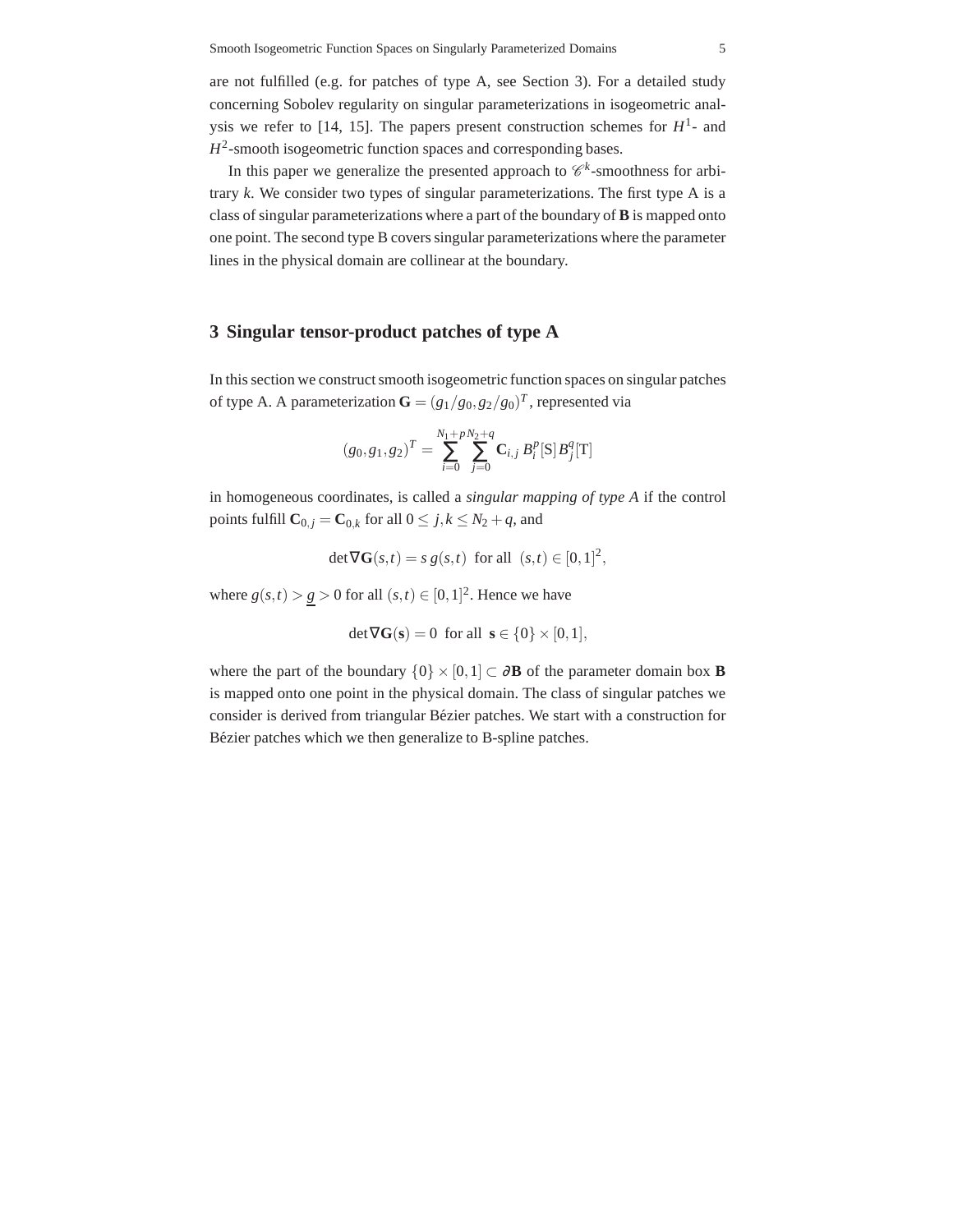are not fulfilled (e.g. for patches of type A, see Section 3). For a detailed study concerning Sobolev regularity on singular parameterizations in isogeometric analysis we refer to [14, 15]. The papers present construction schemes for $H^1$- and $H^2$-smooth isogeometric function spaces and corresponding bases.

In this paper we generalize the presented approach to $\mathscr{C}^k$-smoothness for arbitrary $k$. We consider two types of singular parameterizations. The first type A is a class of singular parameterizations where a part of the boundary of $\mathbf{B}$ is mapped onto one point. The second type B covers singular parameterizations where the parameter lines in the physical domain are collinear at the boundary.

## 3 Singular tensor-product patches of type A

In this section we construct smooth isogeometric function spaces on singular patches of type A. A parameterization $\mathbf{G} = (g_1/g_0, g_2/g_0)^T$, represented via

$$(g_0, g_1, g_2)^T = \sum_{i=0}^{N_1+p} \sum_{j=0}^{N_2+q} \mathbf{C}_{i,j}\, B_i^p[\mathrm{S}]\, B_j^q[\mathrm{T}]$$

in homogeneous coordinates, is called a *singular mapping of type A* if the control points fulfill $\mathbf{C}_{0,j} = \mathbf{C}_{0,k}$ for all $0 \leq j,k \leq N_2 + q$, and

$$\det \nabla \mathbf{G}(s,t) = s\, g(s,t) \;\text{ for all }\; (s,t) \in [0,1]^2,$$

where $g(s,t) > \underline{g} > 0$ for all $(s,t) \in [0,1]^2$. Hence we have

$$\det \nabla \mathbf{G}(\mathbf{s}) = 0 \;\text{ for all }\; \mathbf{s} \in \{0\} \times [0,1],$$

where the part of the boundary $\{0\} \times [0,1] \subset \partial \mathbf{B}$ of the parameter domain box $\mathbf{B}$ is mapped onto one point in the physical domain. The class of singular patches we consider is derived from triangular Bézier patches. We start with a construction for Bézier patches which we then generalize to B-spline patches.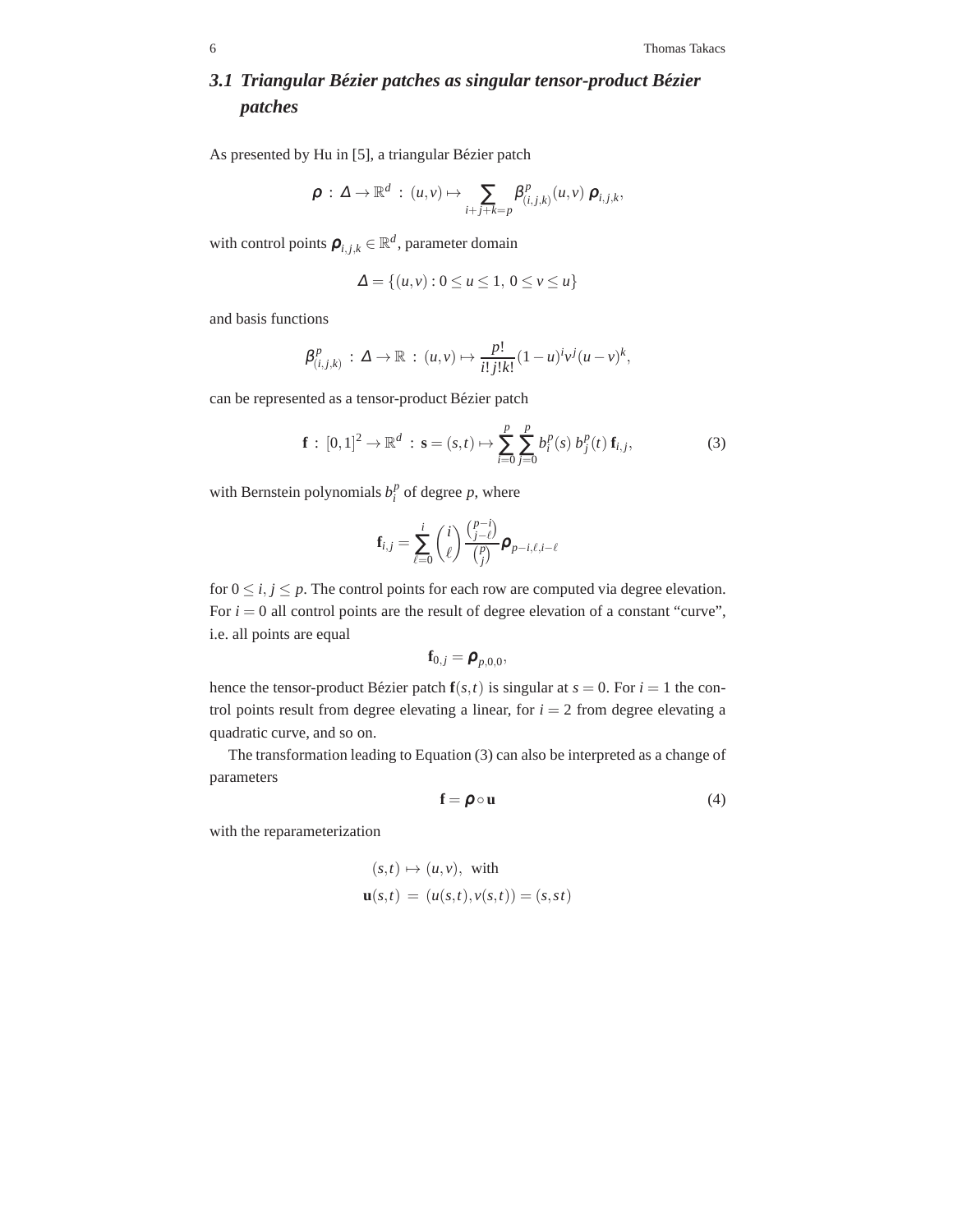### 3.1 *Triangular Bézier patches as singular tensor-product Bézier patches*

As presented by Hu in [5], a triangular Bézier patch

$$\boldsymbol{\rho} \,:\, \Delta \to \mathbb{R}^d \,:\, (u,v) \mapsto \sum_{i+j+k=p} \beta^p_{(i,j,k)}(u,v)\, \boldsymbol{\rho}_{i,j,k},$$

with control points $\boldsymbol{\rho}_{i,j,k} \in \mathbb{R}^d$, parameter domain

$$\Delta = \{(u,v) : 0 \le u \le 1,\ 0 \le v \le u\}$$

and basis functions

$$\beta^p_{(i,j,k)} \,:\, \Delta \to \mathbb{R} \,:\, (u,v) \mapsto \frac{p!}{i!\,j!\,k!}(1-u)^i v^j (u-v)^k,$$

can be represented as a tensor-product Bézier patch

$$\mathbf{f} \,:\, [0,1]^2 \to \mathbb{R}^d \,:\, \mathbf{s} = (s,t) \mapsto \sum_{i=0}^{p} \sum_{j=0}^{p} b^p_i(s)\, b^p_j(t)\, \mathbf{f}_{i,j}, \tag{3}$$

with Bernstein polynomials $b^p_i$ of degree $p$, where

$$\mathbf{f}_{i,j} = \sum_{\ell=0}^{i} \binom{i}{\ell} \frac{\binom{p-i}{j-\ell}}{\binom{p}{j}} \boldsymbol{\rho}_{p-i,\ell,i-\ell}$$

for $0 \le i, j \le p$. The control points for each row are computed via degree elevation. For $i = 0$ all control points are the result of degree elevation of a constant “curve”, i.e. all points are equal

$$\mathbf{f}_{0,j} = \boldsymbol{\rho}_{p,0,0},$$

hence the tensor-product Bézier patch $\mathbf{f}(s,t)$ is singular at $s = 0$. For $i = 1$ the control points result from degree elevating a linear, for $i = 2$ from degree elevating a quadratic curve, and so on.

The transformation leading to Equation (3) can also be interpreted as a change of parameters

$$\mathbf{f} = \boldsymbol{\rho} \circ \mathbf{u} \tag{4}$$

with the reparameterization

$$\begin{aligned} (s,t) &\mapsto (u,v), \text{ with} \\ \mathbf{u}(s,t) &= (u(s,t), v(s,t)) = (s, st) \end{aligned}$$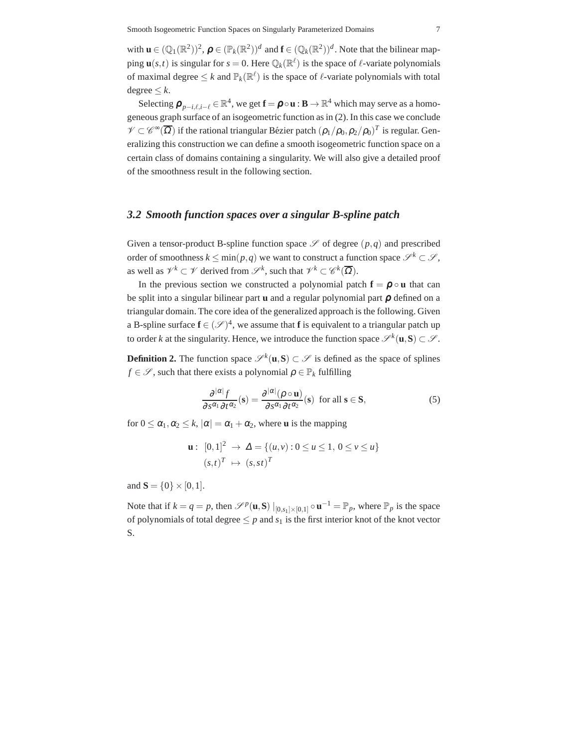with $\mathbf{u} \in (\mathbb{Q}_1(\mathbb{R}^2))^2$, $\boldsymbol{\rho} \in (\mathbb{P}_k(\mathbb{R}^2))^d$ and $\mathbf{f} \in (\mathbb{Q}_k(\mathbb{R}^2))^d$. Note that the bilinear mapping $\mathbf{u}(s,t)$ is singular for $s = 0$. Here $\mathbb{Q}_k(\mathbb{R}^\ell)$ is the space of $\ell$-variate polynomials of maximal degree $\leq k$ and $\mathbb{P}_k(\mathbb{R}^\ell)$ is the space of $\ell$-variate polynomials with total degree $\leq k$.

Selecting $\boldsymbol{\rho}_{p-i,\ell,i-\ell} \in \mathbb{R}^4$, we get $\mathbf{f} = \boldsymbol{\rho} \circ \mathbf{u} : \mathbf{B} \to \mathbb{R}^4$ which may serve as a homogeneous graph surface of an isogeometric function as in (2). In this case we conclude $\mathscr{V} \subset \mathscr{C}^\infty(\overline{\Omega})$ if the rational triangular Bézier patch $(\rho_1/\rho_0, \rho_2/\rho_0)^T$ is regular. Generalizing this construction we can define a smooth isogeometric function space on a certain class of domains containing a singularity. We will also give a detailed proof of the smoothness result in the following section.

### *3.2 Smooth function spaces over a singular B-spline patch*

Given a tensor-product B-spline function space $\mathscr{S}$ of degree $(p,q)$ and prescribed order of smoothness $k \leq \min(p,q)$ we want to construct a function space $\mathscr{S}^k \subset \mathscr{S}$, as well as $\mathscr{V}^k \subset \mathscr{V}$ derived from $\mathscr{S}^k$, such that $\mathscr{V}^k \subset \mathscr{C}^k(\overline{\Omega})$.

In the previous section we constructed a polynomial patch $\mathbf{f} = \boldsymbol{\rho} \circ \mathbf{u}$ that can be split into a singular bilinear part $\mathbf{u}$ and a regular polynomial part $\boldsymbol{\rho}$ defined on a triangular domain. The core idea of the generalized approach is the following. Given a B-spline surface $\mathbf{f} \in (\mathscr{S})^4$, we assume that $\mathbf{f}$ is equivalent to a triangular patch up to order $k$ at the singularity. Hence, we introduce the function space $\mathscr{S}^k(\mathbf{u}, \mathbf{S}) \subset \mathscr{S}$.

**Definition 2.** The function space $\mathscr{S}^k(\mathbf{u}, \mathbf{S}) \subset \mathscr{S}$ is defined as the space of splines $f \in \mathscr{S}$, such that there exists a polynomial $\rho \in \mathbb{P}_k$ fulfilling

$$\frac{\partial^{|\alpha|} f}{\partial s^{\alpha_1} \partial t^{\alpha_2}}(\mathbf{s}) = \frac{\partial^{|\alpha|} (\rho \circ \mathbf{u})}{\partial s^{\alpha_1} \partial t^{\alpha_2}}(\mathbf{s}) \;\text{ for all } \mathbf{s} \in \mathbf{S}, \tag{5}$$

for $0 \leq \alpha_1, \alpha_2 \leq k$, $|\alpha| = \alpha_1 + \alpha_2$, where $\mathbf{u}$ is the mapping

$$\begin{aligned} \mathbf{u} :\; [0,1]^2 &\to \Delta = \{(u,v) : 0 \leq u \leq 1,\; 0 \leq v \leq u\} \\ (s,t)^T &\mapsto (s, st)^T \end{aligned}$$

and $\mathbf{S} = \{0\} \times [0,1]$.

Note that if $k = q = p$, then $\mathscr{S}^p(\mathbf{u}, \mathbf{S}) \mid_{[0,s_1] \times [0,1]} \circ \mathbf{u}^{-1} = \mathbb{P}_p$, where $\mathbb{P}_p$ is the space of polynomials of total degree $\leq p$ and $s_1$ is the first interior knot of the knot vector S.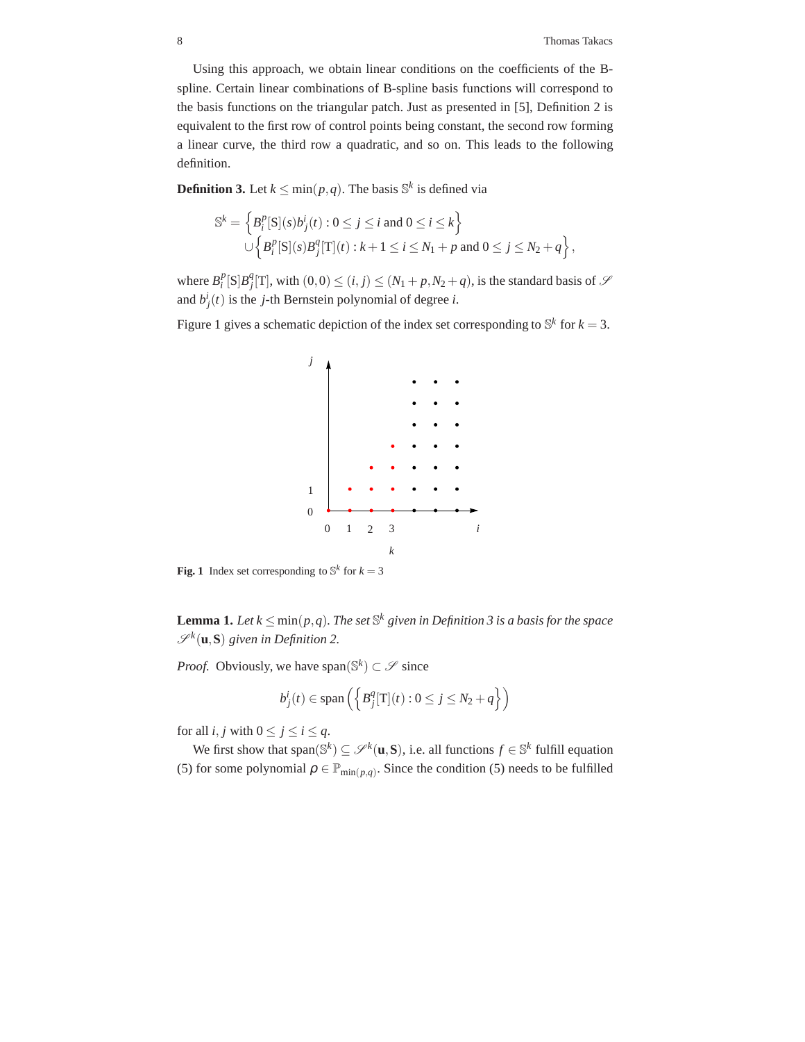Using this approach, we obtain linear conditions on the coefficients of the B-spline. Certain linear combinations of B-spline basis functions will correspond to the basis functions on the triangular patch. Just as presented in [5], Definition 2 is equivalent to the first row of control points being constant, the second row forming a linear curve, the third row a quadratic, and so on. This leads to the following definition.

**Definition 3.** Let $k \leq \min(p,q)$. The basis $\mathbb{S}^k$ is defined via

$$\mathbb{S}^k = \left\{ B_i^p[\mathrm{S}](s) b_j^i(t) : 0 \leq j \leq i \text{ and } 0 \leq i \leq k \right\} \\ \cup \left\{ B_i^p[\mathrm{S}](s) B_j^q[\mathrm{T}](t) : k+1 \leq i \leq N_1 + p \text{ and } 0 \leq j \leq N_2 + q \right\},$$

where $B_i^p[\mathrm{S}] B_j^q[\mathrm{T}]$, with $(0,0) \leq (i,j) \leq (N_1+p, N_2+q)$, is the standard basis of $\mathscr{S}$ and $b_j^i(t)$ is the $j$-th Bernstein polynomial of degree $i$.

Figure 1 gives a schematic depiction of the index set corresponding to $\mathbb{S}^k$ for $k = 3$.

**Fig. 1** Index set corresponding to $\mathbb{S}^k$ for $k = 3$

**Lemma 1.** *Let $k \leq \min(p,q)$. The set $\mathbb{S}^k$ given in Definition 3 is a basis for the space $\mathscr{S}^k(\mathbf{u}, \mathbf{S})$ given in Definition 2.*

*Proof.* Obviously, we have $\mathrm{span}(\mathbb{S}^k) \subset \mathscr{S}$ since

$$b_j^i(t) \in \mathrm{span}\left( \left\{ B_j^q[\mathrm{T}](t) : 0 \leq j \leq N_2 + q \right\} \right)$$

for all $i, j$ with $0 \leq j \leq i \leq q$.

We first show that $\mathrm{span}(\mathbb{S}^k) \subseteq \mathscr{S}^k(\mathbf{u}, \mathbf{S})$, i.e. all functions $f \in \mathbb{S}^k$ fulfill equation (5) for some polynomial $\rho \in \mathbb{P}_{\min(p,q)}$. Since the condition (5) needs to be fulfilled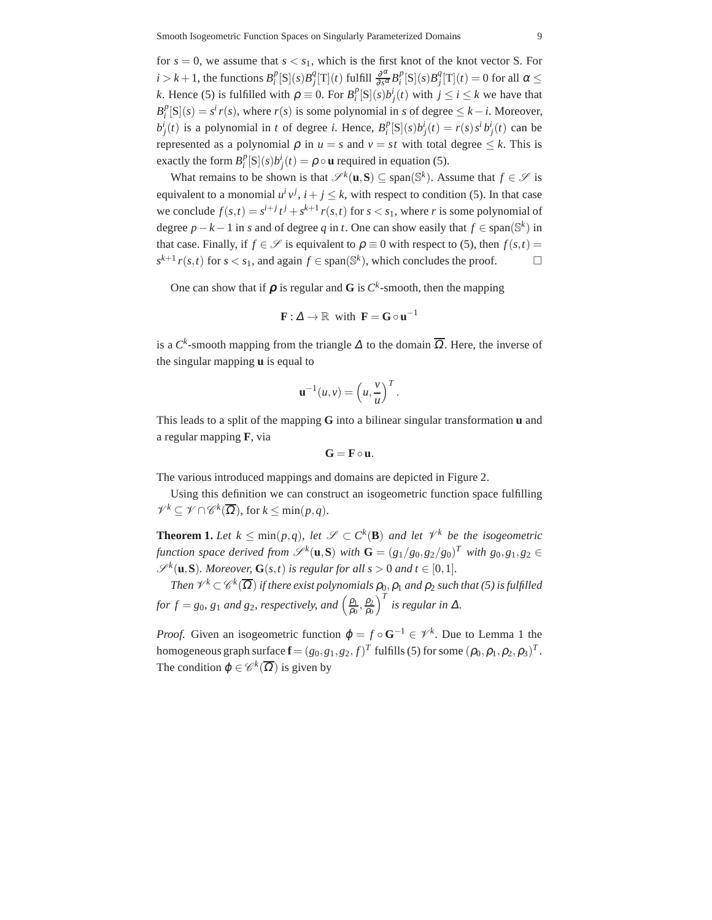for $s = 0$, we assume that $s < s_1$, which is the first knot of the knot vector S. For $i > k+1$, the functions $B_i^p[\mathrm{S}](s)B_j^q[\mathrm{T}](t)$ fulfill $\frac{\partial^\alpha}{\partial s^\alpha} B_i^p[\mathrm{S}](s)B_j^q[\mathrm{T}](t) = 0$ for all $\alpha \leq k$. Hence (5) is fulfilled with $\rho \equiv 0$. For $B_i^p[\mathrm{S}](s)b_j^i(t)$ with $j \leq i \leq k$ we have that $B_i^p[\mathrm{S}](s) = s^i r(s)$, where $r(s)$ is some polynomial in $s$ of degree $\leq k-i$. Moreover, $b_j^i(t)$ is a polynomial in $t$ of degree $i$. Hence, $B_i^p[\mathrm{S}](s)b_j^i(t) = r(s)\, s^i\, b_j^i(t)$ can be represented as a polynomial $\rho$ in $u = s$ and $v = st$ with total degree $\leq k$. This is exactly the form $B_i^p[\mathrm{S}](s)b_j^i(t) = \rho \circ \mathbf{u}$ required in equation (5).

What remains to be shown is that $\mathscr{S}^k(\mathbf{u},\mathbf{S}) \subseteq \mathrm{span}(\mathbb{S}^k)$. Assume that $f \in \mathscr{S}$ is equivalent to a monomial $u^i v^j$, $i+j \leq k$, with respect to condition (5). In that case we conclude $f(s,t) = s^{i+j}t^j + s^{k+1}r(s,t)$ for $s < s_1$, where $r$ is some polynomial of degree $p-k-1$ in $s$ and of degree $q$ in $t$. One can show easily that $f \in \mathrm{span}(\mathbb{S}^k)$ in that case. Finally, if $f \in \mathscr{S}$ is equivalent to $\rho \equiv 0$ with respect to (5), then $f(s,t) = s^{k+1}r(s,t)$ for $s < s_1$, and again $f \in \mathrm{span}(\mathbb{S}^k)$, which concludes the proof. $\square$

One can show that if $\rho$ is regular and $\mathbf{G}$ is $C^k$-smooth, then the mapping

$$\mathbf{F} : \Delta \to \mathbb{R} \;\text{ with }\; \mathbf{F} = \mathbf{G} \circ \mathbf{u}^{-1}$$

is a $C^k$-smooth mapping from the triangle $\Delta$ to the domain $\overline{\Omega}$. Here, the inverse of the singular mapping $\mathbf{u}$ is equal to

$$\mathbf{u}^{-1}(u,v) = \left(u, \frac{v}{u}\right)^T.$$

This leads to a split of the mapping $\mathbf{G}$ into a bilinear singular transformation $\mathbf{u}$ and a regular mapping $\mathbf{F}$, via

$$\mathbf{G} = \mathbf{F} \circ \mathbf{u}.$$

The various introduced mappings and domains are depicted in Figure 2.

Using this definition we can construct an isogeometric function space fulfilling $\mathscr{V}^k \subseteq \mathscr{V} \cap \mathscr{C}^k(\overline{\Omega})$, for $k \leq \min(p,q)$.

**Theorem 1.** *Let $k \leq \min(p,q)$, let $\mathscr{S} \subset C^k(\mathbf{B})$ and let $\mathscr{V}^k$ be the isogeometric function space derived from $\mathscr{S}^k(\mathbf{u},\mathbf{S})$ with $\mathbf{G} = (g_1/g_0, g_2/g_0)^T$ with $g_0, g_1, g_2 \in \mathscr{S}^k(\mathbf{u},\mathbf{S})$. Moreover, $\mathbf{G}(s,t)$ is regular for all $s > 0$ and $t \in [0,1]$.*

*Then $\mathscr{V}^k \subset \mathscr{C}^k(\overline{\Omega})$ if there exist polynomials $\rho_0, \rho_1$ and $\rho_2$ such that (5) is fulfilled for $f = g_0$, $g_1$ and $g_2$, respectively, and $\left(\frac{\rho_1}{\rho_0}, \frac{\rho_2}{\rho_0}\right)^T$ is regular in $\Delta$.*

*Proof.* Given an isogeometric function $\varphi = f \circ \mathbf{G}^{-1} \in \mathscr{V}^k$. Due to Lemma 1 the homogeneous graph surface $\mathbf{f} = (g_0, g_1, g_2, f)^T$ fulfills (5) for some $(\rho_0, \rho_1, \rho_2, \rho_3)^T$. The condition $\varphi \in \mathscr{C}^k(\overline{\Omega})$ is given by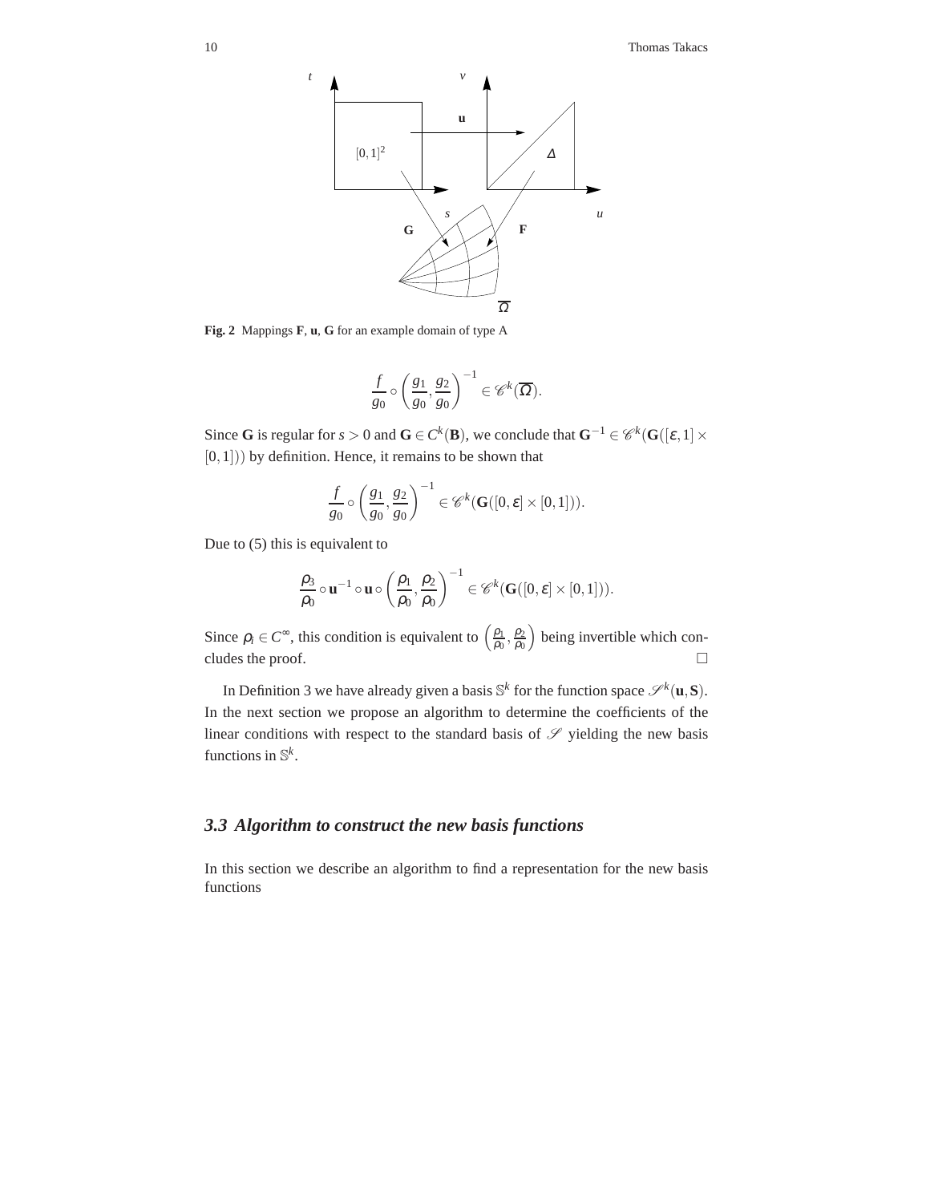**Fig. 2** Mappings **F**, **u**, **G** for an example domain of type A

$$\frac{f}{g_0} \circ \left( \frac{g_1}{g_0}, \frac{g_2}{g_0} \right)^{-1} \in \mathscr{C}^k(\overline{\Omega}).$$

Since **G** is regular for $s > 0$ and $\mathbf{G} \in C^k(\mathbf{B})$, we conclude that $\mathbf{G}^{-1} \in \mathscr{C}^k(\mathbf{G}([\varepsilon, 1] \times [0,1]))$ by definition. Hence, it remains to be shown that

$$\frac{f}{g_0} \circ \left( \frac{g_1}{g_0}, \frac{g_2}{g_0} \right)^{-1} \in \mathscr{C}^k(\mathbf{G}([0,\varepsilon] \times [0,1])).$$

Due to (5) this is equivalent to

$$\frac{\rho_3}{\rho_0} \circ \mathbf{u}^{-1} \circ \mathbf{u} \circ \left( \frac{\rho_1}{\rho_0}, \frac{\rho_2}{\rho_0} \right)^{-1} \in \mathscr{C}^k(\mathbf{G}([0,\varepsilon] \times [0,1])).$$

Since $\rho_i \in C^\infty$, this condition is equivalent to $\left( \frac{\rho_1}{\rho_0}, \frac{\rho_2}{\rho_0} \right)$ being invertible which concludes the proof. □

In Definition 3 we have already given a basis $\mathbb{S}^k$ for the function space $\mathscr{S}^k(\mathbf{u}, \mathbf{S})$. In the next section we propose an algorithm to determine the coefficients of the linear conditions with respect to the standard basis of $\mathscr{S}$ yielding the new basis functions in $\mathbb{S}^k$.

### 3.3 Algorithm to construct the new basis functions

In this section we describe an algorithm to find a representation for the new basis functions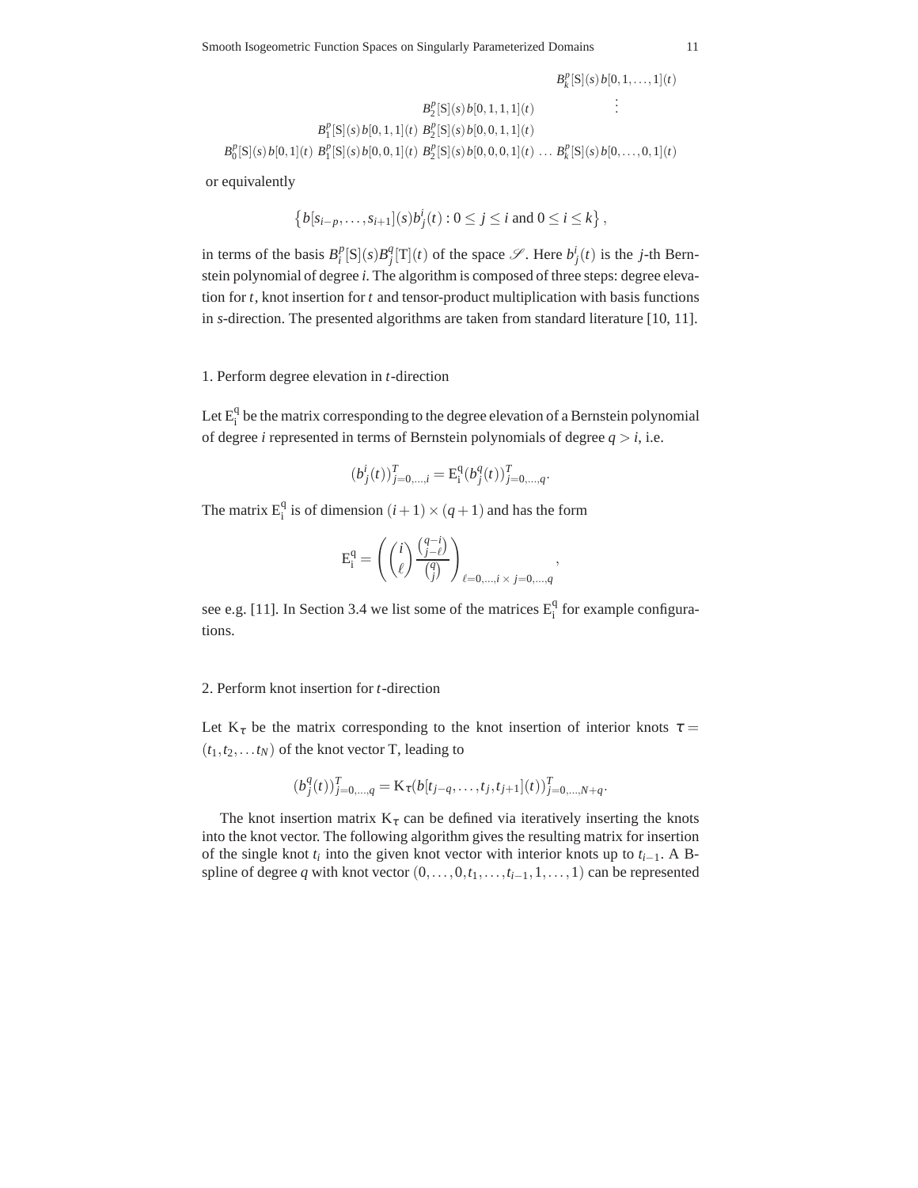$$
\begin{array}{ccccc}
 & & & & B_k^p[\mathrm{S}](s)\,b[0,1,\ldots,1](t) \\
 & & B_2^p[\mathrm{S}](s)\,b[0,1,1,1](t) & & \vdots \\
 & B_1^p[\mathrm{S}](s)\,b[0,1,1](t) & B_2^p[\mathrm{S}](s)\,b[0,0,1,1](t) & & \\
B_0^p[\mathrm{S}](s)\,b[0,1](t) & B_1^p[\mathrm{S}](s)\,b[0,0,1](t) & B_2^p[\mathrm{S}](s)\,b[0,0,0,1](t) & \ldots & B_k^p[\mathrm{S}](s)\,b[0,\ldots,0,1](t)
\end{array}
$$

or equivalently

$$
\left\{ b[s_{i-p},\ldots,s_{i+1}](s)b_j^i(t) : 0 \leq j \leq i \text{ and } 0 \leq i \leq k \right\},
$$

in terms of the basis $B_i^p[\mathrm{S}](s)B_j^q[\mathrm{T}](t)$ of the space $\mathscr{S}$. Here $b_j^i(t)$ is the $j$-th Bernstein polynomial of degree $i$. The algorithm is composed of three steps: degree elevation for $t$, knot insertion for $t$ and tensor-product multiplication with basis functions in $s$-direction. The presented algorithms are taken from standard literature [10, 11].

1. Perform degree elevation in $t$-direction

Let $\mathrm{E_i^q}$ be the matrix corresponding to the degree elevation of a Bernstein polynomial of degree $i$ represented in terms of Bernstein polynomials of degree $q > i$, i.e.

$$
(b_j^i(t))_{j=0,\ldots,i}^T = \mathrm{E_i^q}(b_j^q(t))_{j=0,\ldots,q}^T.
$$

The matrix $\mathrm{E_i^q}$ is of dimension $(i+1)\times(q+1)$ and has the form

$$
\mathrm{E_i^q} = \left( \binom{i}{\ell} \frac{\binom{q-i}{j-\ell}}{\binom{q}{j}} \right)_{\ell=0,\ldots,i\,\times\, j=0,\ldots,q},
$$

see e.g. [11]. In Section 3.4 we list some of the matrices $\mathrm{E_i^q}$ for example configurations.

2. Perform knot insertion for $t$-direction

Let $\mathrm{K}_\tau$ be the matrix corresponding to the knot insertion of interior knots $\tau = (t_1, t_2, \ldots t_N)$ of the knot vector T, leading to

$$
(b_j^q(t))_{j=0,\ldots,q}^T = \mathrm{K}_\tau(b[t_{j-q},\ldots,t_j,t_{j+1}](t))_{j=0,\ldots,N+q}^T.
$$

The knot insertion matrix $\mathrm{K}_\tau$ can be defined via iteratively inserting the knots into the knot vector. The following algorithm gives the resulting matrix for insertion of the single knot $t_i$ into the given knot vector with interior knots up to $t_{i-1}$. A B-spline of degree $q$ with knot vector $(0,\ldots,0,t_1,\ldots,t_{i-1},1,\ldots,1)$ can be represented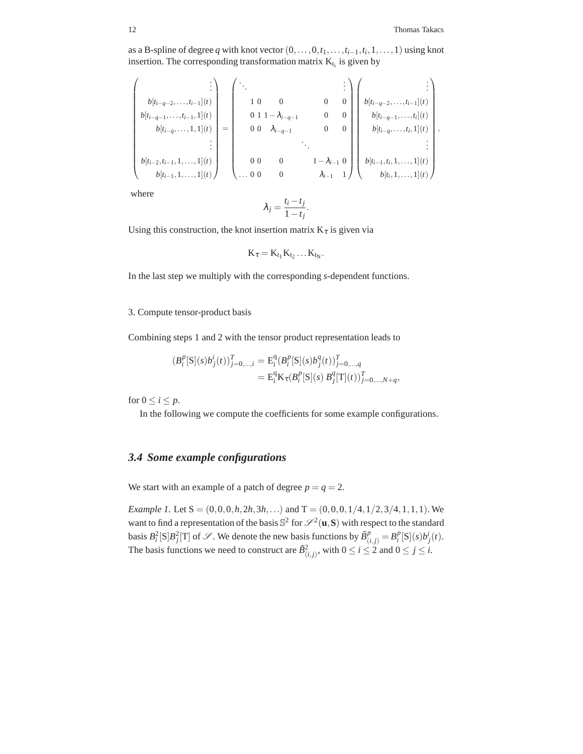as a B-spline of degree $q$ with knot vector $(0,\ldots,0,t_1,\ldots,t_{i-1},t_i,1,\ldots,1)$ using knot insertion. The corresponding transformation matrix $\mathrm{K}_{t_i}$ is given by

$$
\begin{pmatrix} \vdots \\ b[t_{i-q-2},\ldots,t_{i-1}](t) \\ b[t_{i-q-1},\ldots,t_{i-1},1](t) \\ b[t_{i-q},\ldots,1,1](t) \\ \vdots \\ b[t_{i-2},t_{i-1},1,\ldots,1](t) \\ b[t_{i-1},1,\ldots,1](t) \end{pmatrix} = \begin{pmatrix} \ddots & & & & & & \vdots \\ & 1 & 0 & 0 & & 0 & 0 \\ & 0 & 1 & 1-\lambda_{i-q-1} & & 0 & 0 \\ & 0 & 0 & \lambda_{i-q-1} & & 0 & 0 \\ & & & & \ddots & & \\ & 0 & 0 & 0 & & 1-\lambda_{i-1} & 0 \\ \ldots & 0 & 0 & 0 & & \lambda_{i-1} & 1 \end{pmatrix} \begin{pmatrix} \vdots \\ b[t_{i-q-2},\ldots,t_{i-1}](t) \\ b[t_{i-q-1},\ldots,t_i](t) \\ b[t_{i-q},\ldots,t_i,1](t) \\ \vdots \\ b[t_{i-1},t_i,1,\ldots,1](t) \\ b[t_i,1,\ldots,1](t) \end{pmatrix},
$$

where

$$
\lambda_j = \frac{t_i - t_j}{1 - t_j}.
$$

Using this construction, the knot insertion matrix $\mathrm{K}_\tau$ is given via

$$
\mathrm{K}_\tau = \mathrm{K}_{t_1}\mathrm{K}_{t_2}\ldots\mathrm{K}_{t_N}.
$$

In the last step we multiply with the corresponding $s$-dependent functions.

3. Compute tensor-product basis

Combining steps 1 and 2 with the tensor product representation leads to

$$
\begin{aligned}
(B_i^p[\mathrm{S}](s)b_j^i(t))_{j=0,\ldots,i}^T &= \mathrm{E}_i^q (B_i^p[\mathrm{S}](s)b_j^q(t))_{j=0,\ldots,q}^T \\
&= \mathrm{E}_i^q \mathrm{K}_\tau (B_i^p[\mathrm{S}](s)\, B_j^q[\mathrm{T}](t))_{j=0,\ldots,N+q}^T,
\end{aligned}
$$

for $0 \le i \le p$.

In the following we compute the coefficients for some example configurations.

### 3.4 Some example configurations

We start with an example of a patch of degree $p = q = 2$.

*Example 1.* Let $\mathrm{S} = (0,0,0,h,2h,3h,\ldots)$ and $\mathrm{T} = (0,0,0,1/4,1/2,3/4,1,1,1)$. We want to find a representation of the basis $\mathbb{S}^2$ for $\mathscr{S}^2(\mathbf{u},\mathbf{S})$ with respect to the standard basis $B_i^2[\mathrm{S}]B_j^2[\mathrm{T}]$ of $\mathscr{S}$. We denote the new basis functions by $\tilde{B}_{(i,j)}^p = B_i^p[\mathrm{S}](s)b_j^i(t)$. The basis functions we need to construct are $\tilde{B}_{(i,j)}^2$, with $0 \le i \le 2$ and $0 \le j \le i$.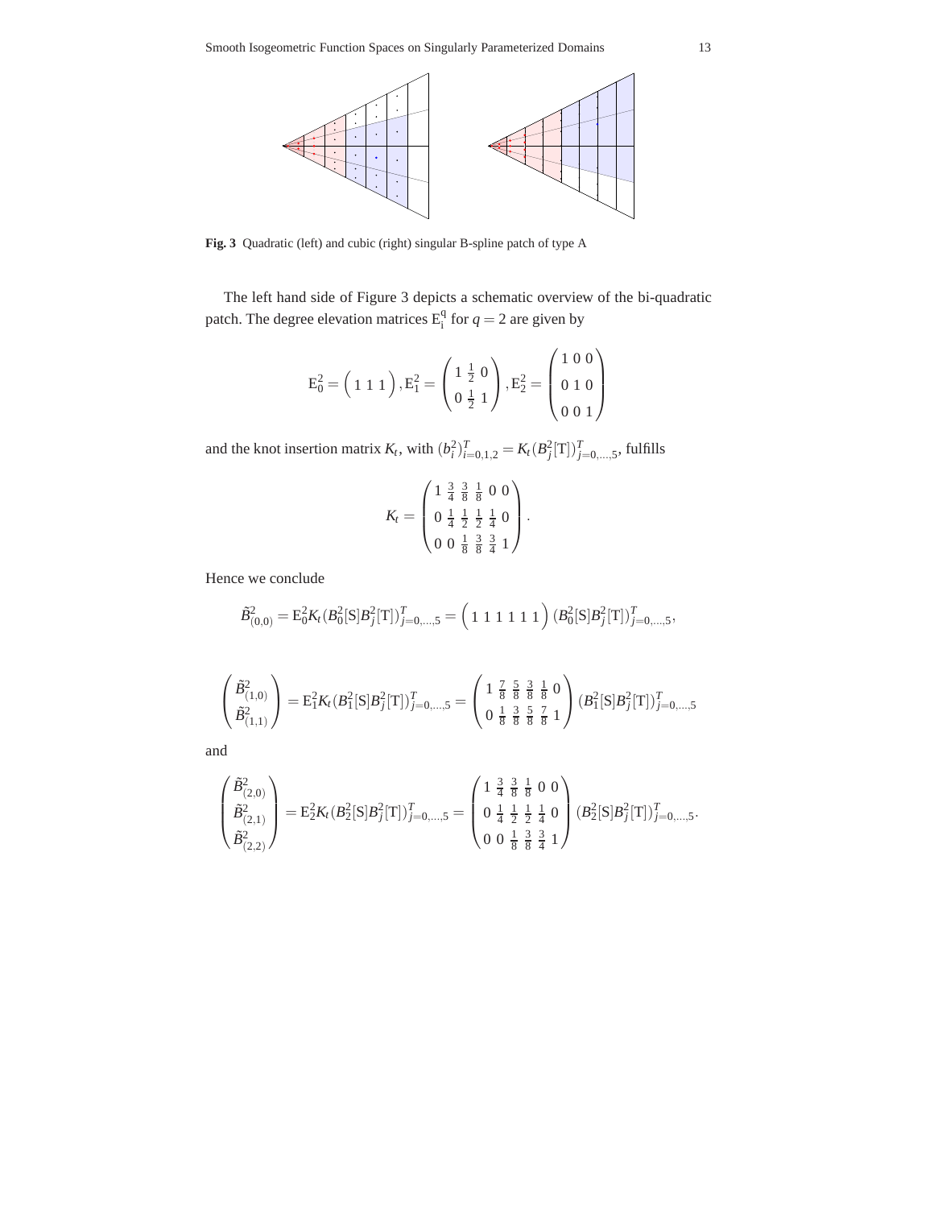**Fig. 3** Quadratic (left) and cubic (right) singular B-spline patch of type A

The left hand side of Figure 3 depicts a schematic overview of the bi-quadratic patch. The degree elevation matrices $\mathrm{E}_{\mathrm{i}}^{\mathrm{q}}$ for $q = 2$ are given by

$$\mathrm{E}_0^2 = \begin{pmatrix} 1 & 1 & 1 \end{pmatrix}, \mathrm{E}_1^2 = \begin{pmatrix} 1 & \frac{1}{2} & 0 \\ 0 & \frac{1}{2} & 1 \end{pmatrix}, \mathrm{E}_2^2 = \begin{pmatrix} 1 & 0 & 0 \\ 0 & 1 & 0 \\ 0 & 0 & 1 \end{pmatrix}$$

and the knot insertion matrix $K_t$, with $(b_i^2)_{i=0,1,2}^T = K_t (B_j^2[\mathrm{T}])_{j=0,\ldots,5}^T$, fulfills

$$K_t = \begin{pmatrix} 1 & \frac{3}{4} & \frac{3}{8} & \frac{1}{8} & 0 & 0 \\ 0 & \frac{1}{4} & \frac{1}{2} & \frac{1}{2} & \frac{1}{4} & 0 \\ 0 & 0 & \frac{1}{8} & \frac{3}{8} & \frac{3}{4} & 1 \end{pmatrix}.$$

Hence we conclude

$$\tilde{B}_{(0,0)}^2 = \mathrm{E}_0^2 K_t (B_0^2[\mathrm{S}] B_j^2[\mathrm{T}])_{j=0,\ldots,5}^T = \begin{pmatrix} 1 & 1 & 1 & 1 & 1 & 1 \end{pmatrix} (B_0^2[\mathrm{S}] B_j^2[\mathrm{T}])_{j=0,\ldots,5}^T,$$

$$\begin{pmatrix} \tilde{B}_{(1,0)}^2 \\ \tilde{B}_{(1,1)}^2 \end{pmatrix} = \mathrm{E}_1^2 K_t (B_1^2[\mathrm{S}] B_j^2[\mathrm{T}])_{j=0,\ldots,5}^T = \begin{pmatrix} 1 & \frac{7}{8} & \frac{5}{8} & \frac{3}{8} & \frac{1}{8} & 0 \\ 0 & \frac{1}{8} & \frac{3}{8} & \frac{5}{8} & \frac{7}{8} & 1 \end{pmatrix} (B_1^2[\mathrm{S}] B_j^2[\mathrm{T}])_{j=0,\ldots,5}^T$$

and

$$\begin{pmatrix} \tilde{B}_{(2,0)}^2 \\ \tilde{B}_{(2,1)}^2 \\ \tilde{B}_{(2,2)}^2 \end{pmatrix} = \mathrm{E}_2^2 K_t (B_2^2[\mathrm{S}] B_j^2[\mathrm{T}])_{j=0,\ldots,5}^T = \begin{pmatrix} 1 & \frac{3}{4} & \frac{3}{8} & \frac{1}{8} & 0 & 0 \\ 0 & \frac{1}{4} & \frac{1}{2} & \frac{1}{2} & \frac{1}{4} & 0 \\ 0 & 0 & \frac{1}{8} & \frac{3}{8} & \frac{3}{4} & 1 \end{pmatrix} (B_2^2[\mathrm{S}] B_j^2[\mathrm{T}])_{j=0,\ldots,5}^T.$$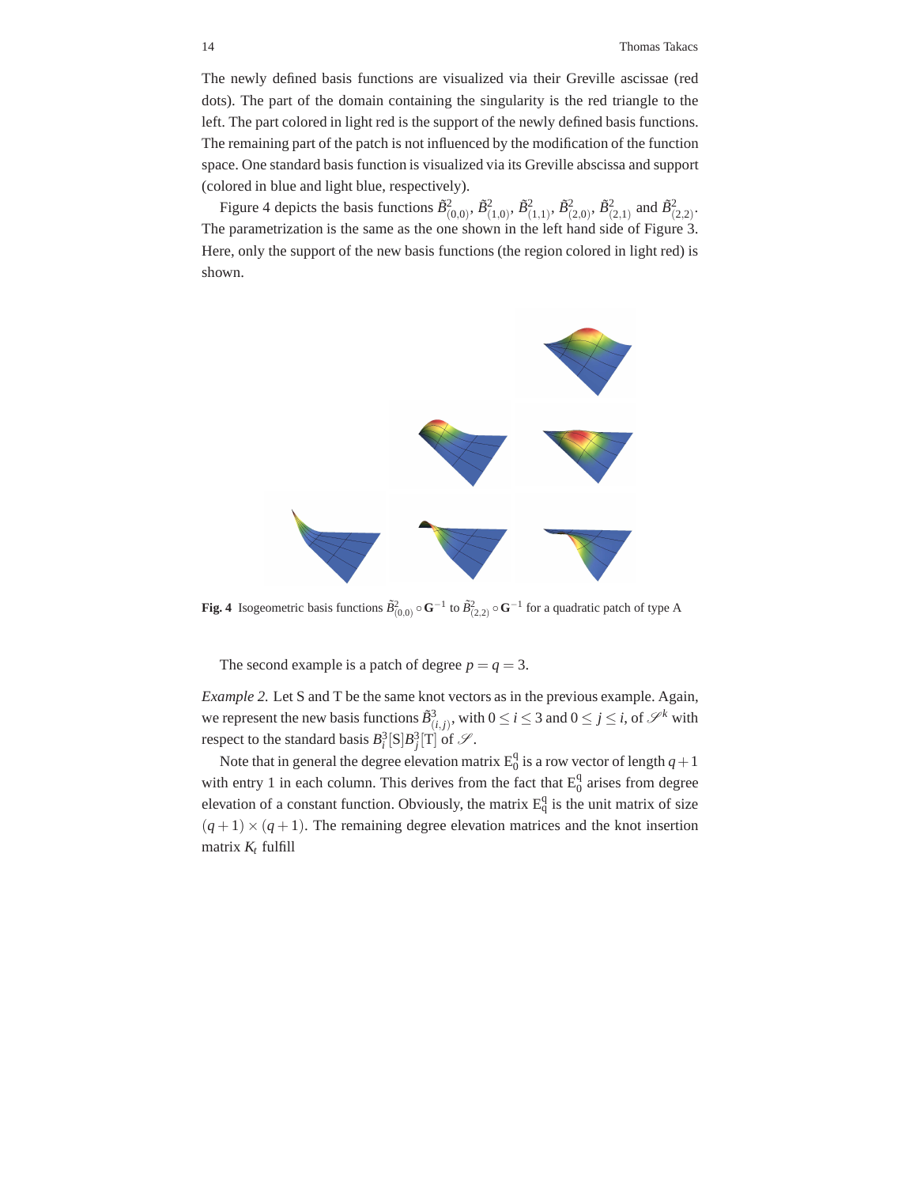The newly defined basis functions are visualized via their Greville ascissae (red dots). The part of the domain containing the singularity is the red triangle to the left. The part colored in light red is the support of the newly defined basis functions. The remaining part of the patch is not influenced by the modification of the function space. One standard basis function is visualized via its Greville abscissa and support (colored in blue and light blue, respectively).

Figure 4 depicts the basis functions $\tilde{B}^2_{(0,0)}$, $\tilde{B}^2_{(1,0)}$, $\tilde{B}^2_{(1,1)}$, $\tilde{B}^2_{(2,0)}$, $\tilde{B}^2_{(2,1)}$ and $\tilde{B}^2_{(2,2)}$. The parametrization is the same as the one shown in the left hand side of Figure 3. Here, only the support of the new basis functions (the region colored in light red) is shown.

**Fig. 4** Isogeometric basis functions $\tilde{B}^2_{(0,0)} \circ \mathbf{G}^{-1}$ to $\tilde{B}^2_{(2,2)} \circ \mathbf{G}^{-1}$ for a quadratic patch of type A

The second example is a patch of degree $p = q = 3$.

*Example 2.* Let S and T be the same knot vectors as in the previous example. Again, we represent the new basis functions $\tilde{B}^3_{(i,j)}$, with $0 \leq i \leq 3$ and $0 \leq j \leq i$, of $\mathscr{S}^k$ with respect to the standard basis $B^3_i[\mathrm{S}]B^3_j[\mathrm{T}]$ of $\mathscr{S}$.

Note that in general the degree elevation matrix $\mathrm{E}^{\mathrm{q}}_0$ is a row vector of length $q+1$ with entry 1 in each column. This derives from the fact that $\mathrm{E}^{\mathrm{q}}_0$ arises from degree elevation of a constant function. Obviously, the matrix $\mathrm{E}^{\mathrm{q}}_{\mathrm{q}}$ is the unit matrix of size $(q+1) \times (q+1)$. The remaining degree elevation matrices and the knot insertion matrix $K_t$ fulfill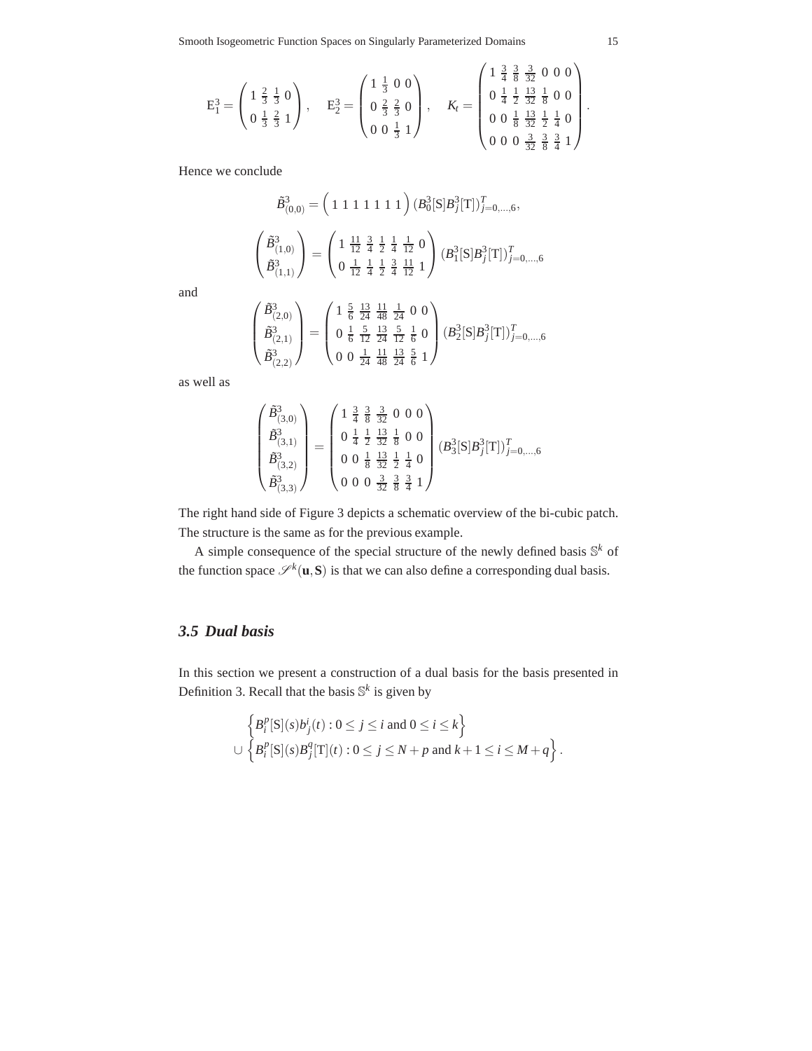$$
\mathrm{E}_1^3 = \begin{pmatrix} 1 & \frac{2}{3} & \frac{1}{3} & 0 \\ 0 & \frac{1}{3} & \frac{2}{3} & 1 \end{pmatrix}, \quad \mathrm{E}_2^3 = \begin{pmatrix} 1 & \frac{1}{3} & 0 & 0 \\ 0 & \frac{2}{3} & \frac{2}{3} & 0 \\ 0 & 0 & \frac{1}{3} & 1 \end{pmatrix}, \quad K_t = \begin{pmatrix} 1 & \frac{3}{4} & \frac{3}{8} & \frac{3}{32} & 0 & 0 & 0 \\ 0 & \frac{1}{4} & \frac{1}{2} & \frac{13}{32} & \frac{1}{8} & 0 & 0 \\ 0 & 0 & \frac{1}{8} & \frac{13}{32} & \frac{1}{2} & \frac{1}{4} & 0 \\ 0 & 0 & 0 & \frac{3}{32} & \frac{3}{8} & \frac{3}{4} & 1 \end{pmatrix}.
$$

Hence we conclude

$$
\tilde{B}^3_{(0,0)} = \begin{pmatrix} 1 & 1 & 1 & 1 & 1 & 1 & 1 \end{pmatrix} (B_0^3[\mathrm{S}] B_j^3[\mathrm{T}])^T_{j=0,\ldots,6},
$$

$$
\begin{pmatrix} \tilde{B}^3_{(1,0)} \\ \tilde{B}^3_{(1,1)} \end{pmatrix} = \begin{pmatrix} 1 & \frac{11}{12} & \frac{3}{4} & \frac{1}{2} & \frac{1}{4} & \frac{1}{12} & 0 \\ 0 & \frac{1}{12} & \frac{1}{4} & \frac{1}{2} & \frac{3}{4} & \frac{11}{12} & 1 \end{pmatrix} (B_1^3[\mathrm{S}] B_j^3[\mathrm{T}])^T_{j=0,\ldots,6}
$$

and

$$
\begin{pmatrix} \tilde{B}^3_{(2,0)} \\ \tilde{B}^3_{(2,1)} \\ \tilde{B}^3_{(2,2)} \end{pmatrix} = \begin{pmatrix} 1 & \frac{5}{6} & \frac{13}{24} & \frac{11}{48} & \frac{1}{24} & 0 & 0 \\ 0 & \frac{1}{6} & \frac{5}{12} & \frac{13}{24} & \frac{5}{12} & \frac{1}{6} & 0 \\ 0 & 0 & \frac{1}{24} & \frac{11}{48} & \frac{13}{24} & \frac{5}{6} & 1 \end{pmatrix} (B_2^3[\mathrm{S}] B_j^3[\mathrm{T}])^T_{j=0,\ldots,6}
$$

as well as

$$
\begin{pmatrix} \tilde{B}^3_{(3,0)} \\ \tilde{B}^3_{(3,1)} \\ \tilde{B}^3_{(3,2)} \\ \tilde{B}^3_{(3,3)} \end{pmatrix} = \begin{pmatrix} 1 & \frac{3}{4} & \frac{3}{8} & \frac{3}{32} & 0 & 0 & 0 \\ 0 & \frac{1}{4} & \frac{1}{2} & \frac{13}{32} & \frac{1}{8} & 0 & 0 \\ 0 & 0 & \frac{1}{8} & \frac{13}{32} & \frac{1}{2} & \frac{1}{4} & 0 \\ 0 & 0 & 0 & \frac{3}{32} & \frac{3}{8} & \frac{3}{4} & 1 \end{pmatrix} (B_3^3[\mathrm{S}] B_j^3[\mathrm{T}])^T_{j=0,\ldots,6}
$$

The right hand side of Figure 3 depicts a schematic overview of the bi-cubic patch. The structure is the same as for the previous example.

A simple consequence of the special structure of the newly defined basis $\mathbb{S}^k$ of the function space $\mathscr{S}^k(\mathbf{u},\mathbf{S})$ is that we can also define a corresponding dual basis.

### *3.5 Dual basis*

In this section we present a construction of a dual basis for the basis presented in Definition 3. Recall that the basis $\mathbb{S}^k$ is given by

$$
\begin{aligned}
&\left\{ B_i^p[\mathrm{S}](s) b_j^i(t) : 0 \le j \le i \text{ and } 0 \le i \le k \right\} \\
\cup &\left\{ B_i^p[\mathrm{S}](s) B_j^q[\mathrm{T}](t) : 0 \le j \le N+p \text{ and } k+1 \le i \le M+q \right\}.
\end{aligned}
$$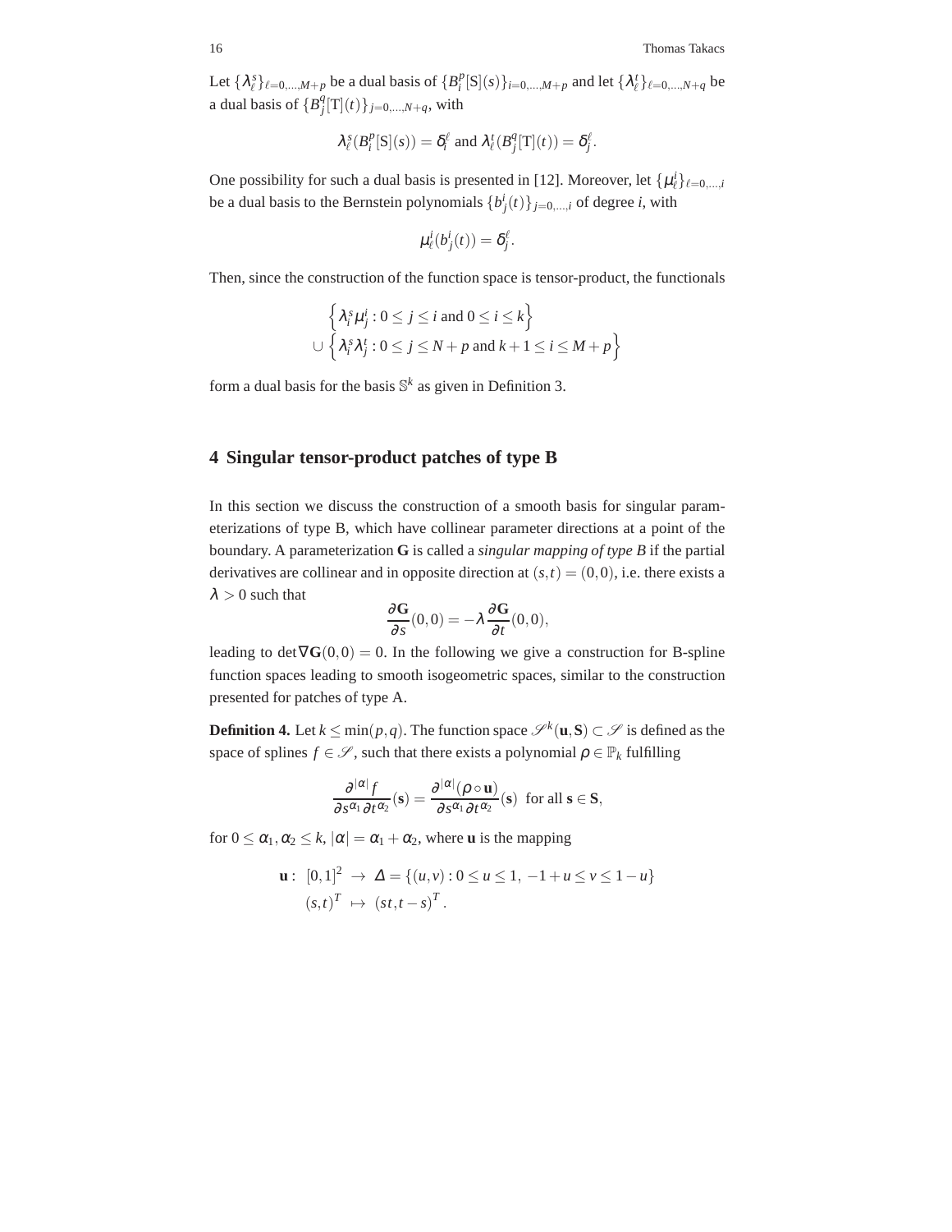Let $\{\lambda_\ell^s\}_{\ell=0,\dots,M+p}$ be a dual basis of $\{B_i^p[\mathrm{S}](s)\}_{i=0,\dots,M+p}$ and let $\{\lambda_\ell^t\}_{\ell=0,\dots,N+q}$ be a dual basis of $\{B_j^q[\mathrm{T}](t)\}_{j=0,\dots,N+q}$, with

$$\lambda_\ell^s(B_i^p[\mathrm{S}](s)) = \delta_i^\ell \text{ and } \lambda_\ell^t(B_j^q[\mathrm{T}](t)) = \delta_j^\ell.$$

One possibility for such a dual basis is presented in [12]. Moreover, let $\{\mu_\ell^i\}_{\ell=0,\dots,i}$ be a dual basis to the Bernstein polynomials $\{b_j^i(t)\}_{j=0,\dots,i}$ of degree $i$, with

$$\mu_\ell^i(b_j^i(t)) = \delta_j^\ell.$$

Then, since the construction of the function space is tensor-product, the functionals

$$\left\{\lambda_i^s\mu_j^i : 0 \leq j \leq i \text{ and } 0 \leq i \leq k\right\}$$
$$\cup \left\{\lambda_i^s\lambda_j^t : 0 \leq j \leq N+p \text{ and } k+1 \leq i \leq M+p\right\}$$

form a dual basis for the basis $\mathbb{S}^k$ as given in Definition 3.

## 4 Singular tensor-product patches of type B

In this section we discuss the construction of a smooth basis for singular parameterizations of type B, which have collinear parameter directions at a point of the boundary. A parameterization $\mathbf{G}$ is called a *singular mapping of type B* if the partial derivatives are collinear and in opposite direction at $(s,t) = (0,0)$, i.e. there exists a $\lambda > 0$ such that

$$\frac{\partial \mathbf{G}}{\partial s}(0,0) = -\lambda \frac{\partial \mathbf{G}}{\partial t}(0,0),$$

leading to $\det \nabla \mathbf{G}(0,0) = 0$. In the following we give a construction for B-spline function spaces leading to smooth isogeometric spaces, similar to the construction presented for patches of type A.

**Definition 4.** Let $k \leq \min(p,q)$. The function space $\mathscr{S}^k(\mathbf{u},\mathbf{S}) \subset \mathscr{S}$ is defined as the space of splines $f \in \mathscr{S}$, such that there exists a polynomial $\rho \in \mathbb{P}_k$ fulfilling

$$\frac{\partial^{|\alpha|} f}{\partial s^{\alpha_1} \partial t^{\alpha_2}}(\mathbf{s}) = \frac{\partial^{|\alpha|}(\rho \circ \mathbf{u})}{\partial s^{\alpha_1} \partial t^{\alpha_2}}(\mathbf{s}) \text{ for all } \mathbf{s} \in \mathbf{S},$$

for $0 \leq \alpha_1, \alpha_2 \leq k$, $|\alpha| = \alpha_1 + \alpha_2$, where $\mathbf{u}$ is the mapping

$$\begin{aligned} \mathbf{u} :\ [0,1]^2 &\rightarrow \Delta = \{(u,v) : 0 \leq u \leq 1,\ -1+u \leq v \leq 1-u\} \\ (s,t)^T &\mapsto (st, t-s)^T. \end{aligned}$$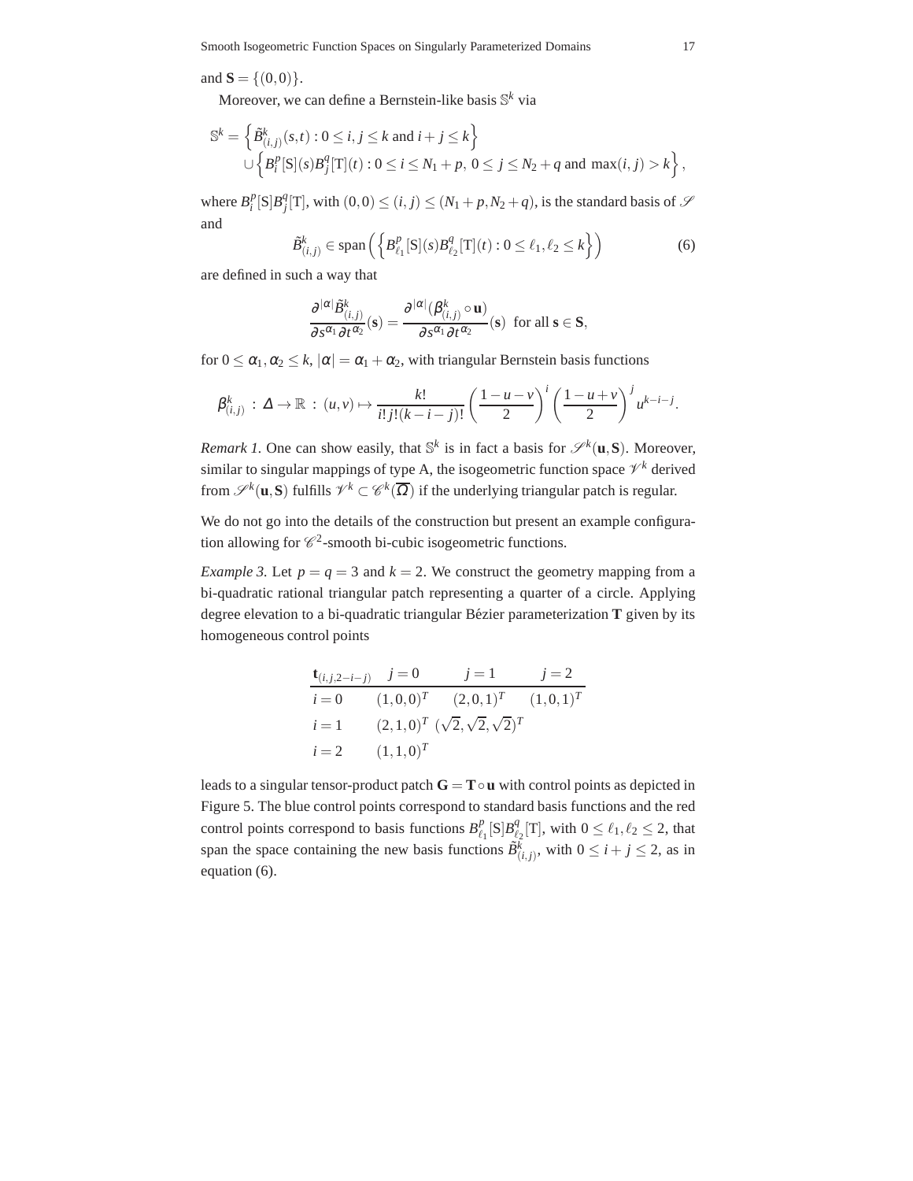and $\mathbf{S} = \{(0,0)\}$.

Moreover, we can define a Bernstein-like basis $\mathbb{S}^k$ via

$$
\mathbb{S}^k = \left\{ \tilde{B}^k_{(i,j)}(s,t) : 0 \leq i,j \leq k \text{ and } i+j \leq k \right\} \\
\cup \left\{ B^p_i[\mathrm{S}](s) B^q_j[\mathrm{T}](t) : 0 \leq i \leq N_1 + p,\ 0 \leq j \leq N_2 + q \text{ and } \max(i,j) > k \right\},
$$

where $B^p_i[\mathrm{S}]B^q_j[\mathrm{T}]$, with $(0,0) \leq (i,j) \leq (N_1+p, N_2+q)$, is the standard basis of $\mathscr{S}$ and

$$
\tilde{B}^k_{(i,j)} \in \operatorname{span}\left( \left\{ B^p_{\ell_1}[\mathrm{S}](s) B^q_{\ell_2}[\mathrm{T}](t) : 0 \leq \ell_1, \ell_2 \leq k \right\} \right) \tag{6}
$$

are defined in such a way that

$$
\frac{\partial^{|\alpha|} \tilde{B}^k_{(i,j)}}{\partial s^{\alpha_1} \partial t^{\alpha_2}}(\mathbf{s}) = \frac{\partial^{|\alpha|} (\beta^k_{(i,j)} \circ \mathbf{u})}{\partial s^{\alpha_1} \partial t^{\alpha_2}}(\mathbf{s}) \ \text{ for all } \mathbf{s} \in \mathbf{S},
$$

for $0 \leq \alpha_1, \alpha_2 \leq k$, $|\alpha| = \alpha_1 + \alpha_2$, with triangular Bernstein basis functions

$$
\beta^k_{(i,j)} : \Delta \to \mathbb{R} : (u,v) \mapsto \frac{k!}{i!j!(k-i-j)!} \left( \frac{1-u-v}{2} \right)^i \left( \frac{1-u+v}{2} \right)^j u^{k-i-j}.
$$

*Remark 1.* One can show easily, that $\mathbb{S}^k$ is in fact a basis for $\mathscr{S}^k(\mathbf{u}, \mathbf{S})$. Moreover, similar to singular mappings of type A, the isogeometric function space $\mathscr{V}^k$ derived from $\mathscr{S}^k(\mathbf{u}, \mathbf{S})$ fulfills $\mathscr{V}^k \subset \mathscr{C}^k(\overline{\Omega})$ if the underlying triangular patch is regular.

We do not go into the details of the construction but present an example configuration allowing for $\mathscr{C}^2$-smooth bi-cubic isogeometric functions.

*Example 3.* Let $p = q = 3$ and $k = 2$. We construct the geometry mapping from a bi-quadratic rational triangular patch representing a quarter of a circle. Applying degree elevation to a bi-quadratic triangular Bézier parameterization $\mathbf{T}$ given by its homogeneous control points

| $\mathbf{t}_{(i,j,2-i-j)}$ | $j=0$ | $j=1$ | $j=2$ |
|---|---|---|---|
| $i=0$ | $(1,0,0)^T$ | $(2,0,1)^T$ | $(1,0,1)^T$ |
| $i=1$ | $(2,1,0)^T$ | $(\sqrt{2},\sqrt{2},\sqrt{2})^T$ | |
| $i=2$ | $(1,1,0)^T$ | | |

leads to a singular tensor-product patch $\mathbf{G} = \mathbf{T} \circ \mathbf{u}$ with control points as depicted in Figure 5. The blue control points correspond to standard basis functions and the red control points correspond to basis functions $B^p_{\ell_1}[\mathrm{S}]B^q_{\ell_2}[\mathrm{T}]$, with $0 \leq \ell_1, \ell_2 \leq 2$, that span the space containing the new basis functions $\tilde{B}^k_{(i,j)}$, with $0 \leq i+j \leq 2$, as in equation (6).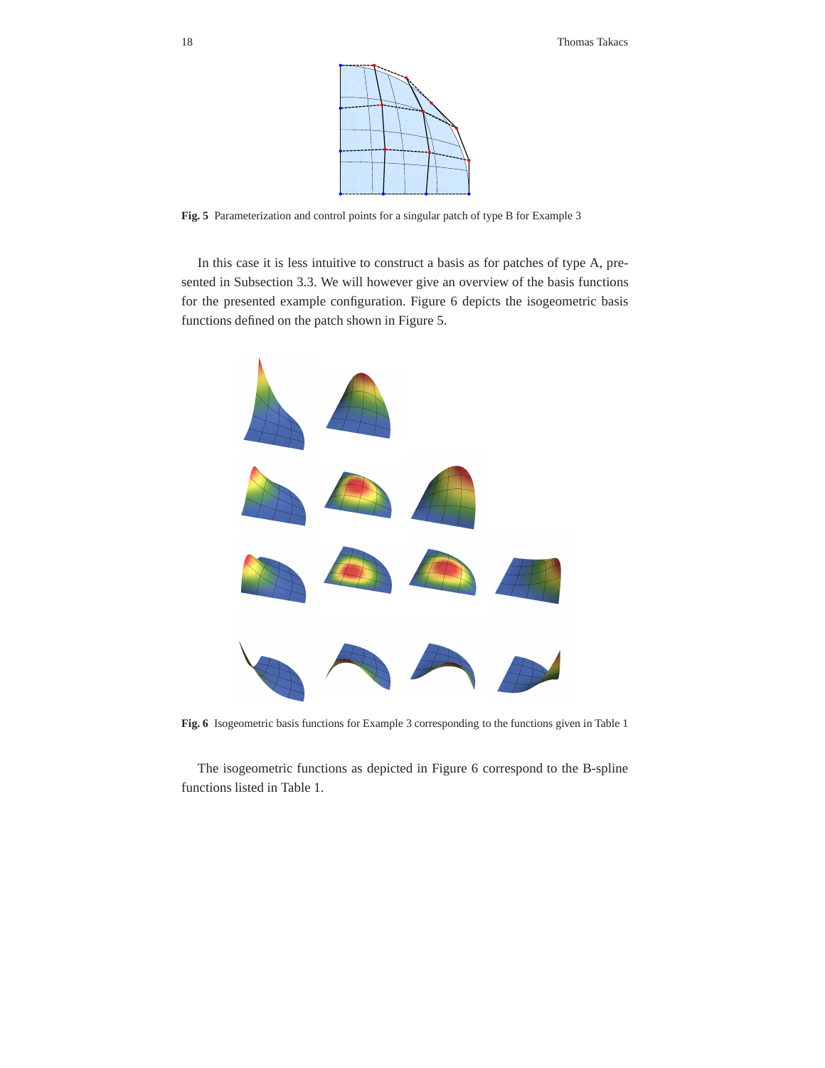Fig. 5 Parameterization and control points for a singular patch of type B for Example 3

In this case it is less intuitive to construct a basis as for patches of type A, presented in Subsection 3.3. We will however give an overview of the basis functions for the presented example configuration. Figure 6 depicts the isogeometric basis functions defined on the patch shown in Figure 5.

Fig. 6 Isogeometric basis functions for Example 3 corresponding to the functions given in Table 1

The isogeometric functions as depicted in Figure 6 correspond to the B-spline functions listed in Table 1.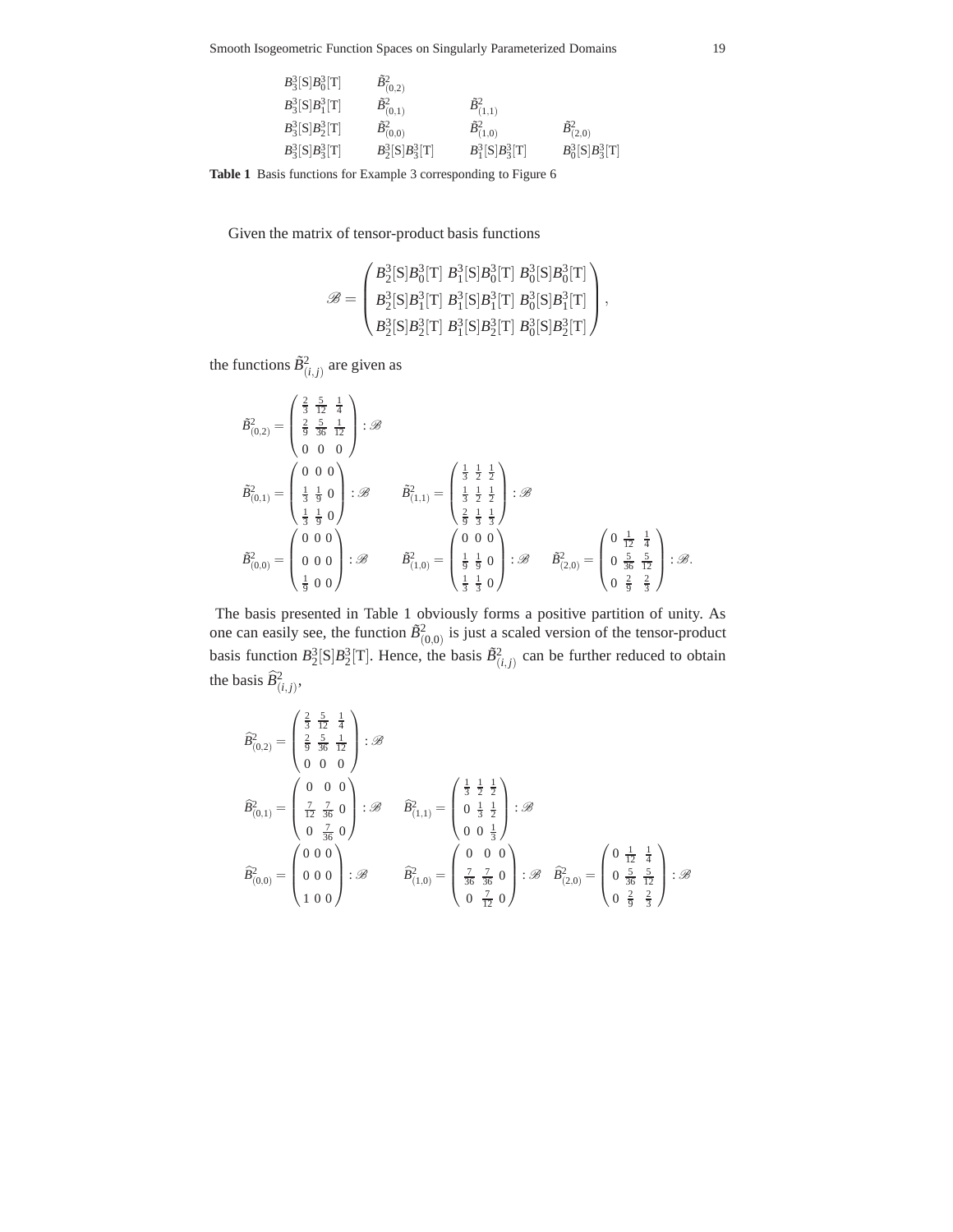| | | | |
|---|---|---|---|
| $B_3^3[\mathrm{S}]B_0^3[\mathrm{T}]$ | $\tilde{B}^2_{(0,2)}$ | | |
| $B_3^3[\mathrm{S}]B_1^3[\mathrm{T}]$ | $\tilde{B}^2_{(0,1)}$ | $\tilde{B}^2_{(1,1)}$ | |
| $B_3^3[\mathrm{S}]B_2^3[\mathrm{T}]$ | $\tilde{B}^2_{(0,0)}$ | $\tilde{B}^2_{(1,0)}$ | $\tilde{B}^2_{(2,0)}$ |
| $B_3^3[\mathrm{S}]B_3^3[\mathrm{T}]$ | $B_2^3[\mathrm{S}]B_3^3[\mathrm{T}]$ | $B_1^3[\mathrm{S}]B_3^3[\mathrm{T}]$ | $B_0^3[\mathrm{S}]B_3^3[\mathrm{T}]$ |

**Table 1** Basis functions for Example 3 corresponding to Figure 6

Given the matrix of tensor-product basis functions

$$\mathscr{B} = \begin{pmatrix} B_2^3[\mathrm{S}]B_0^3[\mathrm{T}] & B_1^3[\mathrm{S}]B_0^3[\mathrm{T}] & B_0^3[\mathrm{S}]B_0^3[\mathrm{T}] \\ B_2^3[\mathrm{S}]B_1^3[\mathrm{T}] & B_1^3[\mathrm{S}]B_1^3[\mathrm{T}] & B_0^3[\mathrm{S}]B_1^3[\mathrm{T}] \\ B_2^3[\mathrm{S}]B_2^3[\mathrm{T}] & B_1^3[\mathrm{S}]B_2^3[\mathrm{T}] & B_0^3[\mathrm{S}]B_2^3[\mathrm{T}] \end{pmatrix},$$

the functions $\tilde{B}^2_{(i,j)}$ are given as

$$\tilde{B}^2_{(0,2)} = \begin{pmatrix} \frac{2}{3} & \frac{5}{12} & \frac{1}{4} \\ \frac{2}{9} & \frac{5}{36} & \frac{1}{12} \\ 0 & 0 & 0 \end{pmatrix} : \mathscr{B}$$

$$\tilde{B}^2_{(0,1)} = \begin{pmatrix} 0 & 0 & 0 \\ \frac{1}{3} & \frac{1}{9} & 0 \\ \frac{1}{3} & \frac{1}{9} & 0 \end{pmatrix} : \mathscr{B} \qquad \tilde{B}^2_{(1,1)} = \begin{pmatrix} \frac{1}{3} & \frac{1}{2} & \frac{1}{2} \\ \frac{1}{3} & \frac{1}{2} & \frac{1}{2} \\ \frac{2}{9} & \frac{1}{3} & \frac{1}{3} \end{pmatrix} : \mathscr{B}$$

$$\tilde{B}^2_{(0,0)} = \begin{pmatrix} 0 & 0 & 0 \\ 0 & 0 & 0 \\ \frac{1}{9} & 0 & 0 \end{pmatrix} : \mathscr{B} \qquad \tilde{B}^2_{(1,0)} = \begin{pmatrix} 0 & 0 & 0 \\ \frac{1}{9} & \frac{1}{9} & 0 \\ \frac{1}{3} & \frac{1}{3} & 0 \end{pmatrix} : \mathscr{B} \qquad \tilde{B}^2_{(2,0)} = \begin{pmatrix} 0 & \frac{1}{12} & \frac{1}{4} \\ 0 & \frac{5}{36} & \frac{5}{12} \\ 0 & \frac{2}{9} & \frac{2}{3} \end{pmatrix} : \mathscr{B}.$$

The basis presented in Table 1 obviously forms a positive partition of unity. As one can easily see, the function $\tilde{B}^2_{(0,0)}$ is just a scaled version of the tensor-product basis function $B_2^3[\mathrm{S}]B_2^3[\mathrm{T}]$. Hence, the basis $\tilde{B}^2_{(i,j)}$ can be further reduced to obtain the basis $\widehat{B}^2_{(i,j)}$,

$$\widehat{B}^2_{(0,2)} = \begin{pmatrix} \frac{2}{3} & \frac{5}{12} & \frac{1}{4} \\ \frac{2}{9} & \frac{5}{36} & \frac{1}{12} \\ 0 & 0 & 0 \end{pmatrix} : \mathscr{B}$$

$$\widehat{B}^2_{(0,1)} = \begin{pmatrix} 0 & 0 & 0 \\ \frac{7}{12} & \frac{7}{36} & 0 \\ 0 & \frac{7}{36} & 0 \end{pmatrix} : \mathscr{B} \qquad \widehat{B}^2_{(1,1)} = \begin{pmatrix} \frac{1}{3} & \frac{1}{2} & \frac{1}{2} \\ 0 & \frac{1}{3} & \frac{1}{2} \\ 0 & 0 & \frac{1}{3} \end{pmatrix} : \mathscr{B}$$

$$\widehat{B}^2_{(0,0)} = \begin{pmatrix} 0 & 0 & 0 \\ 0 & 0 & 0 \\ 1 & 0 & 0 \end{pmatrix} : \mathscr{B} \qquad \widehat{B}^2_{(1,0)} = \begin{pmatrix} 0 & 0 & 0 \\ \frac{7}{36} & \frac{7}{36} & 0 \\ 0 & \frac{7}{12} & 0 \end{pmatrix} : \mathscr{B} \quad \widehat{B}^2_{(2,0)} = \begin{pmatrix} 0 & \frac{1}{12} & \frac{1}{4} \\ 0 & \frac{5}{36} & \frac{5}{12} \\ 0 & \frac{2}{9} & \frac{2}{3} \end{pmatrix} : \mathscr{B}$$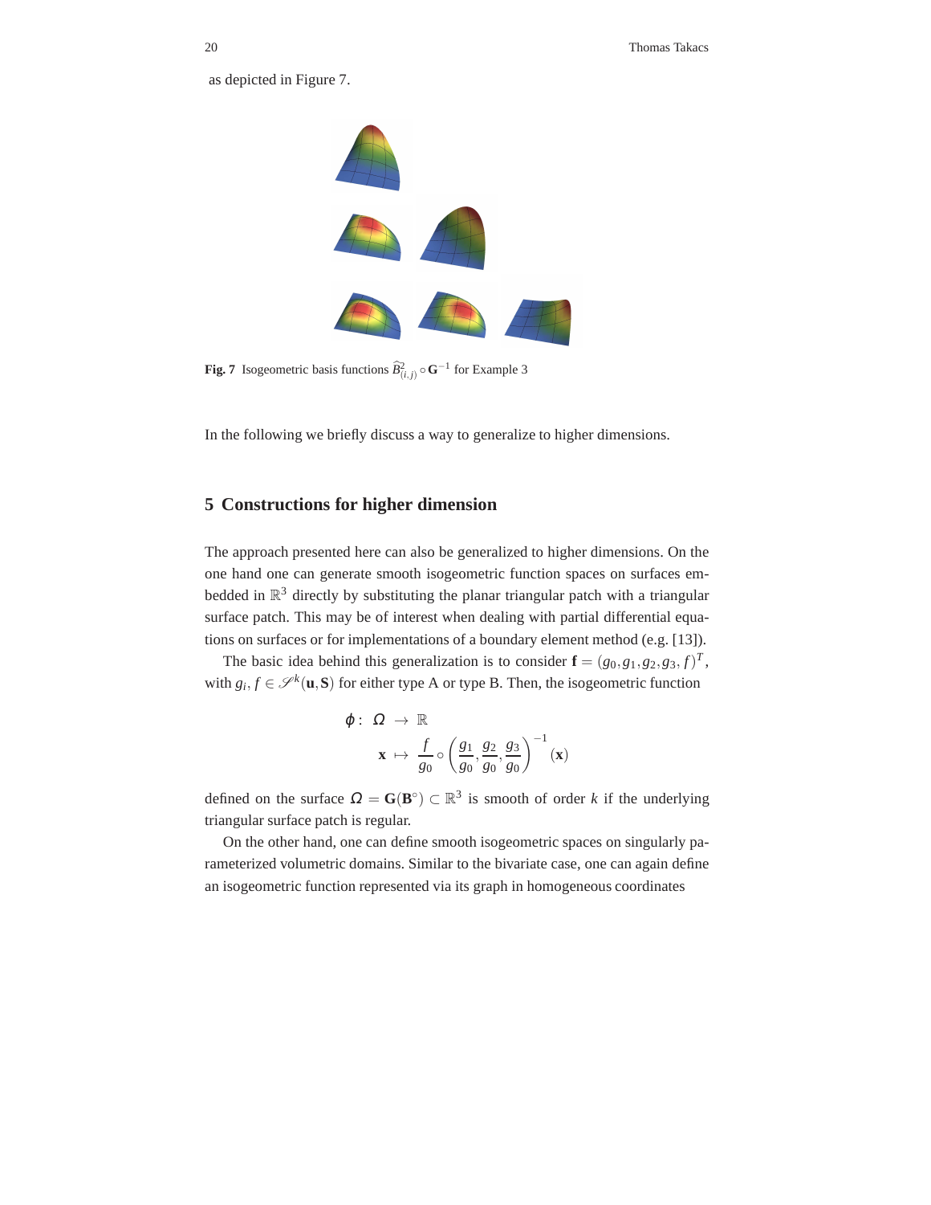as depicted in Figure 7.

**Fig. 7** Isogeometric basis functions $\widehat{B}^2_{(i,j)} \circ \mathbf{G}^{-1}$ for Example 3

In the following we briefly discuss a way to generalize to higher dimensions.

## 5 Constructions for higher dimension

The approach presented here can also be generalized to higher dimensions. On the one hand one can generate smooth isogeometric function spaces on surfaces embedded in $\mathbb{R}^3$ directly by substituting the planar triangular patch with a triangular surface patch. This may be of interest when dealing with partial differential equations on surfaces or for implementations of a boundary element method (e.g. [13]).

The basic idea behind this generalization is to consider $\mathbf{f} = (g_0, g_1, g_2, g_3, f)^T$, with $g_i, f \in \mathscr{S}^k(\mathbf{u}, \mathbf{S})$ for either type A or type B. Then, the isogeometric function

$$
\begin{aligned}
\varphi : \ \Omega &\rightarrow \mathbb{R} \\
\mathbf{x} &\mapsto \frac{f}{g_0} \circ \left( \frac{g_1}{g_0}, \frac{g_2}{g_0}, \frac{g_3}{g_0} \right)^{-1} (\mathbf{x})
\end{aligned}
$$

defined on the surface $\Omega = \mathbf{G}(\mathbf{B}^\circ) \subset \mathbb{R}^3$ is smooth of order $k$ if the underlying triangular surface patch is regular.

On the other hand, one can define smooth isogeometric spaces on singularly parameterized volumetric domains. Similar to the bivariate case, one can again define an isogeometric function represented via its graph in homogeneous coordinates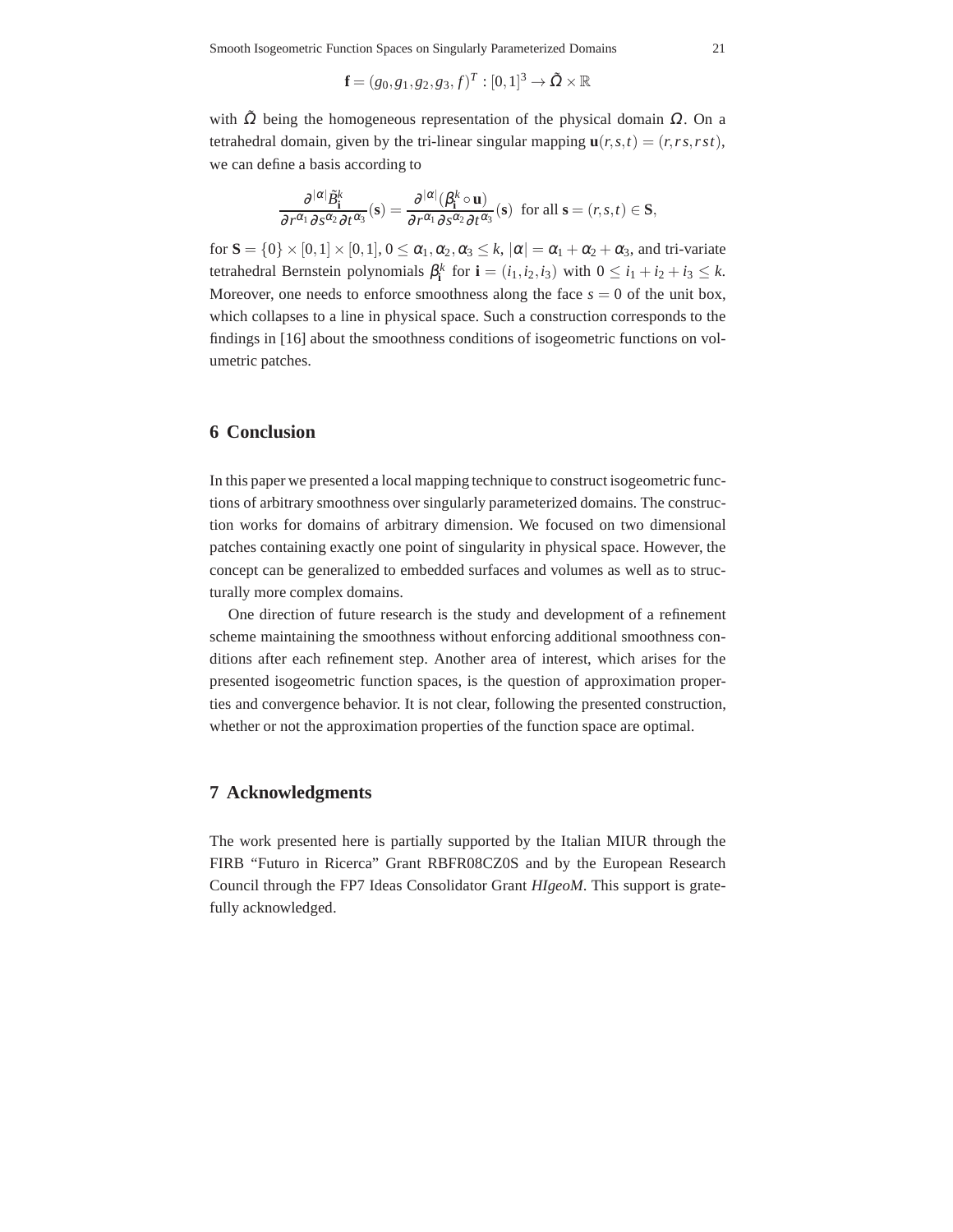$$\mathbf{f} = (g_0, g_1, g_2, g_3, f)^T : [0,1]^3 \to \tilde{\Omega} \times \mathbb{R}$$

with $\tilde{\Omega}$ being the homogeneous representation of the physical domain $\Omega$. On a tetrahedral domain, given by the tri-linear singular mapping $\mathbf{u}(r,s,t) = (r, rs, rst)$, we can define a basis according to

$$\frac{\partial^{|\alpha|} \tilde{B}^k_{\mathbf{i}}}{\partial r^{\alpha_1} \partial s^{\alpha_2} \partial t^{\alpha_3}}(\mathbf{s}) = \frac{\partial^{|\alpha|} (\beta^k_{\mathbf{i}} \circ \mathbf{u})}{\partial r^{\alpha_1} \partial s^{\alpha_2} \partial t^{\alpha_3}}(\mathbf{s}) \text{ for all } \mathbf{s} = (r,s,t) \in \mathbf{S},$$

for $\mathbf{S} = \{0\} \times [0,1] \times [0,1]$, $0 \leq \alpha_1, \alpha_2, \alpha_3 \leq k$, $|\alpha| = \alpha_1 + \alpha_2 + \alpha_3$, and tri-variate tetrahedral Bernstein polynomials $\beta^k_{\mathbf{i}}$ for $\mathbf{i} = (i_1, i_2, i_3)$ with $0 \leq i_1 + i_2 + i_3 \leq k$. Moreover, one needs to enforce smoothness along the face $s = 0$ of the unit box, which collapses to a line in physical space. Such a construction corresponds to the findings in [16] about the smoothness conditions of isogeometric functions on volumetric patches.

## 6 Conclusion

In this paper we presented a local mapping technique to construct isogeometric functions of arbitrary smoothness over singularly parameterized domains. The construction works for domains of arbitrary dimension. We focused on two dimensional patches containing exactly one point of singularity in physical space. However, the concept can be generalized to embedded surfaces and volumes as well as to structurally more complex domains.

One direction of future research is the study and development of a refinement scheme maintaining the smoothness without enforcing additional smoothness conditions after each refinement step. Another area of interest, which arises for the presented isogeometric function spaces, is the question of approximation properties and convergence behavior. It is not clear, following the presented construction, whether or not the approximation properties of the function space are optimal.

## 7 Acknowledgments

The work presented here is partially supported by the Italian MIUR through the FIRB "Futuro in Ricerca" Grant RBFR08CZ0S and by the European Research Council through the FP7 Ideas Consolidator Grant *HIgeoM*. This support is gratefully acknowledged.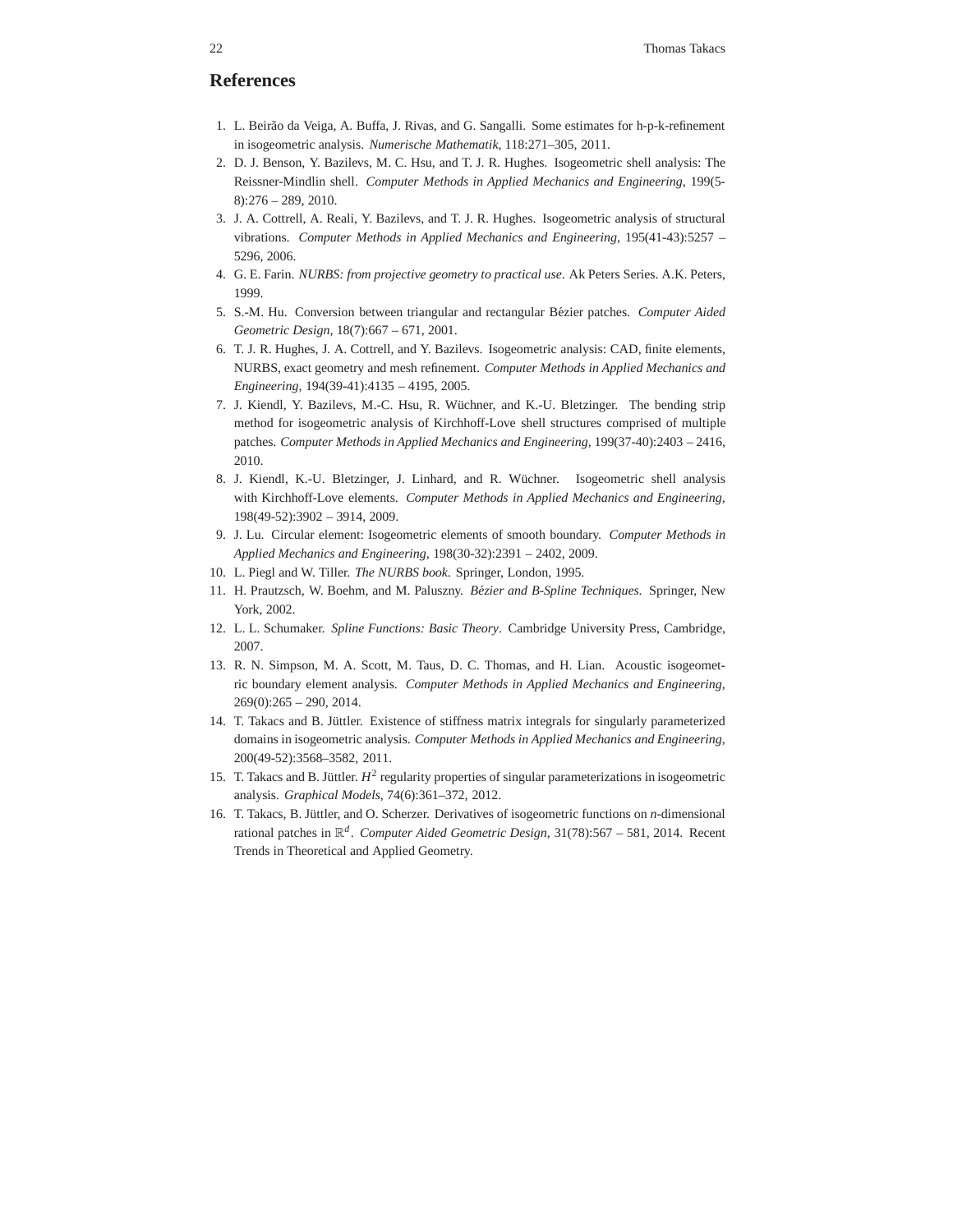## References

1. L. Beirão da Veiga, A. Buffa, J. Rivas, and G. Sangalli. Some estimates for h-p-k-refinement in isogeometric analysis. *Numerische Mathematik*, 118:271–305, 2011.
2. D. J. Benson, Y. Bazilevs, M. C. Hsu, and T. J. R. Hughes. Isogeometric shell analysis: The Reissner-Mindlin shell. *Computer Methods in Applied Mechanics and Engineering*, 199(5-8):276 – 289, 2010.
3. J. A. Cottrell, A. Reali, Y. Bazilevs, and T. J. R. Hughes. Isogeometric analysis of structural vibrations. *Computer Methods in Applied Mechanics and Engineering*, 195(41-43):5257 – 5296, 2006.
4. G. E. Farin. *NURBS: from projective geometry to practical use*. Ak Peters Series. A.K. Peters, 1999.
5. S.-M. Hu. Conversion between triangular and rectangular Bézier patches. *Computer Aided Geometric Design*, 18(7):667 – 671, 2001.
6. T. J. R. Hughes, J. A. Cottrell, and Y. Bazilevs. Isogeometric analysis: CAD, finite elements, NURBS, exact geometry and mesh refinement. *Computer Methods in Applied Mechanics and Engineering*, 194(39-41):4135 – 4195, 2005.
7. J. Kiendl, Y. Bazilevs, M.-C. Hsu, R. Wüchner, and K.-U. Bletzinger. The bending strip method for isogeometric analysis of Kirchhoff-Love shell structures comprised of multiple patches. *Computer Methods in Applied Mechanics and Engineering*, 199(37-40):2403 – 2416, 2010.
8. J. Kiendl, K.-U. Bletzinger, J. Linhard, and R. Wüchner. Isogeometric shell analysis with Kirchhoff-Love elements. *Computer Methods in Applied Mechanics and Engineering*, 198(49-52):3902 – 3914, 2009.
9. J. Lu. Circular element: Isogeometric elements of smooth boundary. *Computer Methods in Applied Mechanics and Engineering*, 198(30-32):2391 – 2402, 2009.
10. L. Piegl and W. Tiller. *The NURBS book*. Springer, London, 1995.
11. H. Prautzsch, W. Boehm, and M. Paluszny. *Bézier and B-Spline Techniques*. Springer, New York, 2002.
12. L. L. Schumaker. *Spline Functions: Basic Theory*. Cambridge University Press, Cambridge, 2007.
13. R. N. Simpson, M. A. Scott, M. Taus, D. C. Thomas, and H. Lian. Acoustic isogeometric boundary element analysis. *Computer Methods in Applied Mechanics and Engineering*, 269(0):265 – 290, 2014.
14. T. Takacs and B. Jüttler. Existence of stiffness matrix integrals for singularly parameterized domains in isogeometric analysis. *Computer Methods in Applied Mechanics and Engineering*, 200(49-52):3568–3582, 2011.
15. T. Takacs and B. Jüttler. $H^2$ regularity properties of singular parameterizations in isogeometric analysis. *Graphical Models*, 74(6):361–372, 2012.
16. T. Takacs, B. Jüttler, and O. Scherzer. Derivatives of isogeometric functions on $n$-dimensional rational patches in $\mathbb{R}^d$. *Computer Aided Geometric Design*, 31(78):567 – 581, 2014. Recent Trends in Theoretical and Applied Geometry.